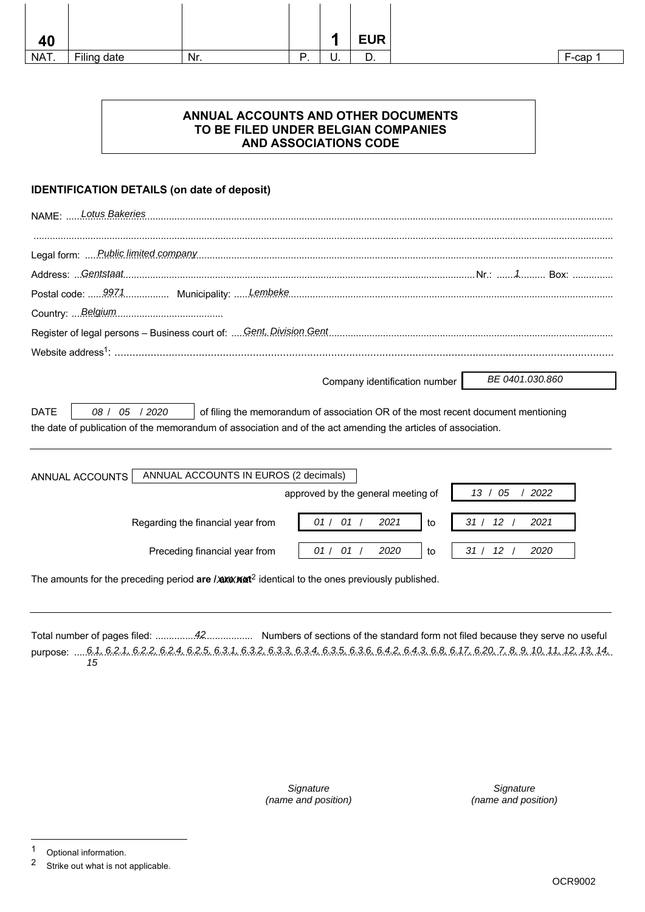| 40 | | | | 1 | EUR | | |
|---|---|---|---|---|---|---|---|
| NAT. | Filing date | Nr. | P. | U. | D. | | F-cap 1 |

# ANNUAL ACCOUNTS AND OTHER DOCUMENTS TO BE FILED UNDER BELGIAN COMPANIES AND ASSOCIATIONS CODE

## IDENTIFICATION DETAILS (on date of deposit)

NAME: *Lotus Bakeries*

Legal form: *Public limited company*

Address: *Gentstaat* Nr.: *1* Box:

Postal code: *9971* Municipality: *Lembeke*

Country: *Belgium*

Register of legal persons – Business court of: *Gent, Division Gent*

Website address[1]:

Company identification number: *BE 0401.030.860*

DATE *08 / 05 / 2020* of filing the memorandum of association OR of the most recent document mentioning the date of publication of the memorandum of association and of the act amending the articles of association.

---

ANNUAL ACCOUNTS: ANNUAL ACCOUNTS IN EUROS (2 decimals)

approved by the general meeting of *13 / 05 / 2022*

Regarding the financial year from *01 / 01 / 2021* to *31 / 12 / 2021*

Preceding financial year from *01 / 01 / 2020* to *31 / 12 / 2020*

The amounts for the preceding period **are** / ~~are not~~[2] identical to the ones previously published.

---

Total number of pages filed: *42* Numbers of sections of the standard form not filed because they serve no useful purpose: *6.1, 6.2.1, 6.2.2, 6.2.4, 6.2.5, 6.3.1, 6.3.2, 6.3.3, 6.3.4, 6.3.5, 6.3.6, 6.4.2, 6.4.3, 6.8, 6.17, 6.20, 7, 8, 9, 10, 11, 12, 13, 14, 15*

*Signature (name and position)*

*Signature (name and position)*

---

[1] Optional information.

[2] Strike out what is not applicable.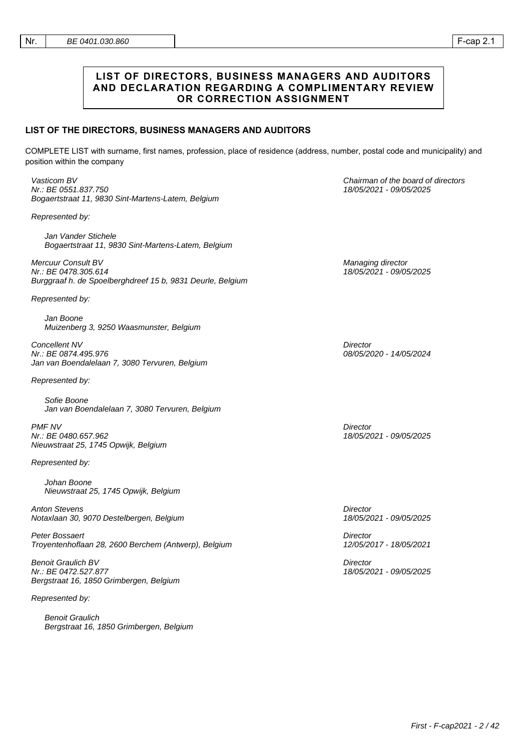# LIST OF DIRECTORS, BUSINESS MANAGERS AND AUDITORS AND DECLARATION REGARDING A COMPLIMENTARY REVIEW OR CORRECTION ASSIGNMENT

## LIST OF THE DIRECTORS, BUSINESS MANAGERS AND AUDITORS

COMPLETE LIST with surname, first names, profession, place of residence (address, number, postal code and municipality) and position within the company

*Vasticom BV*
*Nr.: BE 0551.837.750*
*Bogaertstraat 11, 9830 Sint-Martens-Latem, Belgium*

*Chairman of the board of directors*
*18/05/2021 - 09/05/2025*

*Represented by:*

*Jan Vander Stichele*
*Bogaertstraat 11, 9830 Sint-Martens-Latem, Belgium*

*Mercuur Consult BV*
*Nr.: BE 0478.305.614*
*Burggraaf h. de Spoelberghdreef 15 b, 9831 Deurle, Belgium*

*Managing director*
*18/05/2021 - 09/05/2025*

*Represented by:*

*Jan Boone*
*Muizenberg 3, 9250 Waasmunster, Belgium*

*Concellent NV*
*Nr.: BE 0874.495.976*
*Jan van Boendalelaan 7, 3080 Tervuren, Belgium*

*Director*
*08/05/2020 - 14/05/2024*

*Represented by:*

*Sofie Boone*
*Jan van Boendalelaan 7, 3080 Tervuren, Belgium*

*PMF NV*
*Nr.: BE 0480.657.962*
*Nieuwstraat 25, 1745 Opwijk, Belgium*

*Director*
*18/05/2021 - 09/05/2025*

*Represented by:*

*Johan Boone*
*Nieuwstraat 25, 1745 Opwijk, Belgium*

*Anton Stevens*
*Notaxlaan 30, 9070 Destelbergen, Belgium*

*Director*
*18/05/2021 - 09/05/2025*

*Peter Bossaert*
*Troyentenhoflaan 28, 2600 Berchem (Antwerp), Belgium*

*Director*
*12/05/2017 - 18/05/2021*

*Benoit Graulich BV*
*Nr.: BE 0472.527.877*
*Bergstraat 16, 1850 Grimbergen, Belgium*

*Director*
*18/05/2021 - 09/05/2025*

*Represented by:*

*Benoit Graulich*
*Bergstraat 16, 1850 Grimbergen, Belgium*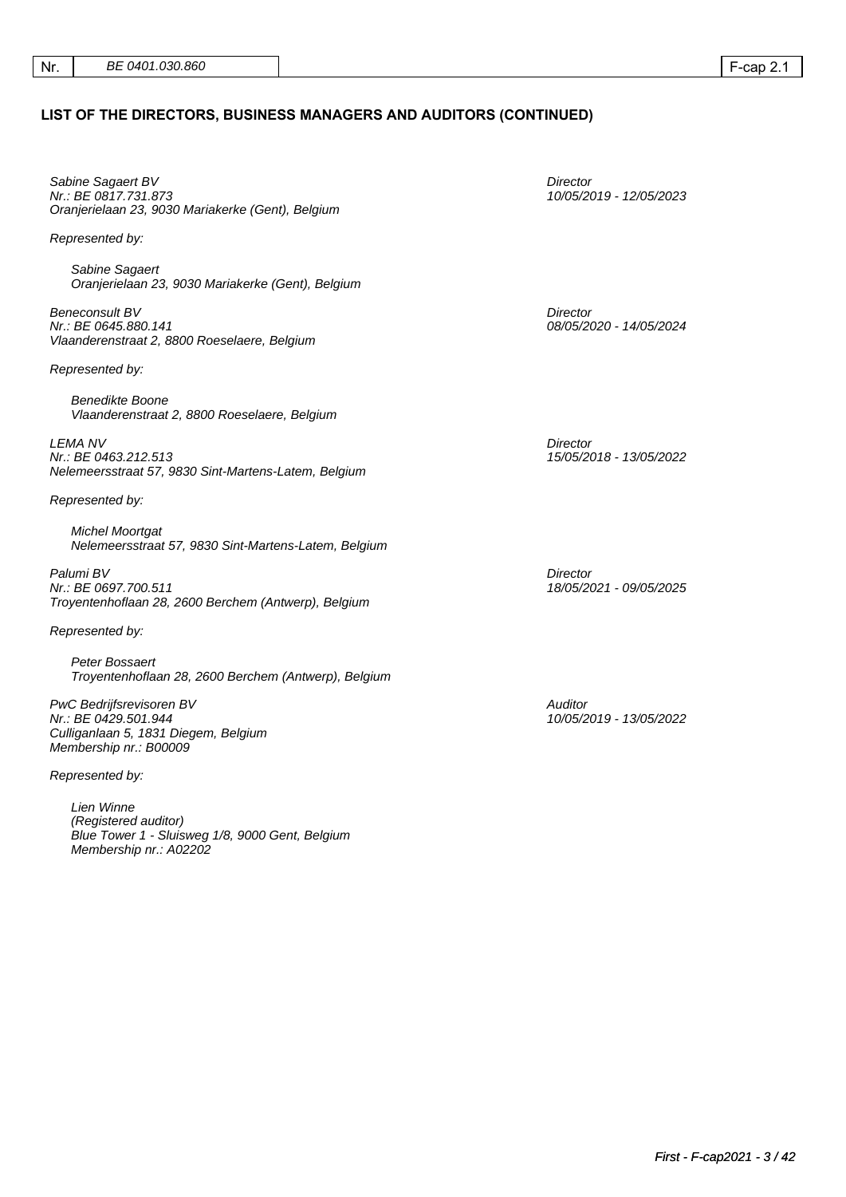## LIST OF THE DIRECTORS, BUSINESS MANAGERS AND AUDITORS (CONTINUED)

*Sabine Sagaert BV*
*Nr.: BE 0817.731.873*
*Oranjerielaan 23, 9030 Mariakerke (Gent), Belgium*

*Director*
*10/05/2019 - 12/05/2023*

*Represented by:*

*Sabine Sagaert*
*Oranjerielaan 23, 9030 Mariakerke (Gent), Belgium*

*Beneconsult BV*
*Nr.: BE 0645.880.141*
*Vlaanderenstraat 2, 8800 Roeselaere, Belgium*

*Director*
*08/05/2020 - 14/05/2024*

*Represented by:*

*Benedikte Boone*
*Vlaanderenstraat 2, 8800 Roeselaere, Belgium*

*LEMA NV*
*Nr.: BE 0463.212.513*
*Nelemeersstraat 57, 9830 Sint-Martens-Latem, Belgium*

*Director*
*15/05/2018 - 13/05/2022*

*Represented by:*

*Michel Moortgat*
*Nelemeersstraat 57, 9830 Sint-Martens-Latem, Belgium*

*Palumi BV*
*Nr.: BE 0697.700.511*
*Troyentenhoflaan 28, 2600 Berchem (Antwerp), Belgium*

*Director*
*18/05/2021 - 09/05/2025*

*Represented by:*

*Peter Bossaert*
*Troyentenhoflaan 28, 2600 Berchem (Antwerp), Belgium*

*PwC Bedrijfsrevisoren BV*
*Nr.: BE 0429.501.944*
*Culliganlaan 5, 1831 Diegem, Belgium*
*Membership nr.: B00009*

*Auditor*
*10/05/2019 - 13/05/2022*

*Represented by:*

*Lien Winne*
*(Registered auditor)*
*Blue Tower 1 - Sluisweg 1/8, 9000 Gent, Belgium*
*Membership nr.: A02202*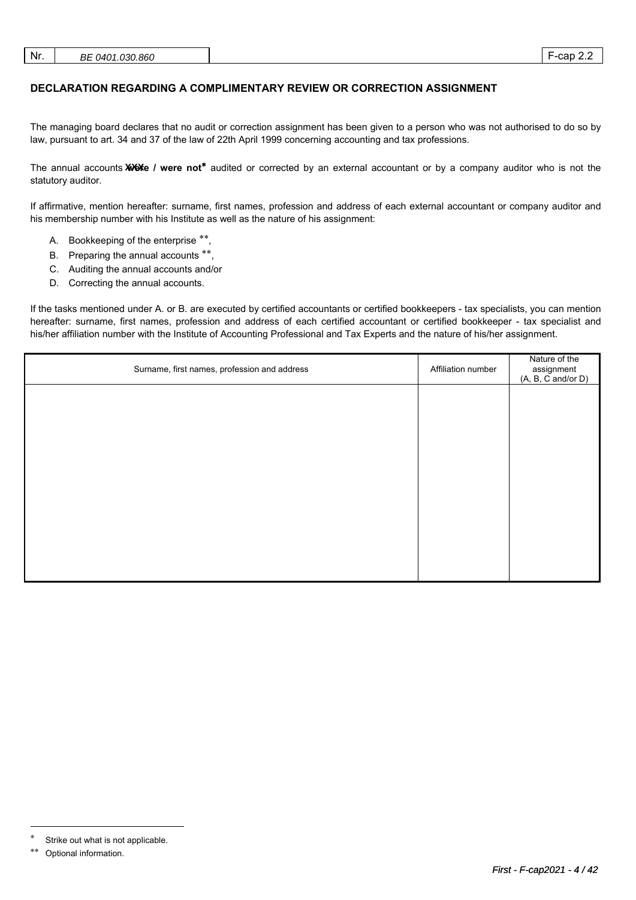| Nr. | BE 0401.030.860 | F-cap 2.2 |
|---|---|---|

## DECLARATION REGARDING A COMPLIMENTARY REVIEW OR CORRECTION ASSIGNMENT

The managing board declares that no audit or correction assignment has been given to a person who was not authorised to do so by law, pursuant to art. 34 and 37 of the law of 22th April 1999 concerning accounting and tax professions.

The annual accounts ~~were~~ / **were not*** audited or corrected by an external accountant or by a company auditor who is not the statutory auditor.

If affirmative, mention hereafter: surname, first names, profession and address of each external accountant or company auditor and his membership number with his Institute as well as the nature of his assignment:

A. Bookkeeping of the enterprise **,
B. Preparing the annual accounts **,
C. Auditing the annual accounts and/or
D. Correcting the annual accounts.

If the tasks mentioned under A. or B. are executed by certified accountants or certified bookkeepers - tax specialists, you can mention hereafter: surname, first names, profession and address of each certified accountant or certified bookkeeper - tax specialist and his/her affiliation number with the Institute of Accounting Professional and Tax Experts and the nature of his/her assignment.

| Surname, first names, profession and address | Affiliation number | Nature of the assignment (A, B, C and/or D) |
|---|---|---|
| | | |

\* Strike out what is not applicable.

\** Optional information.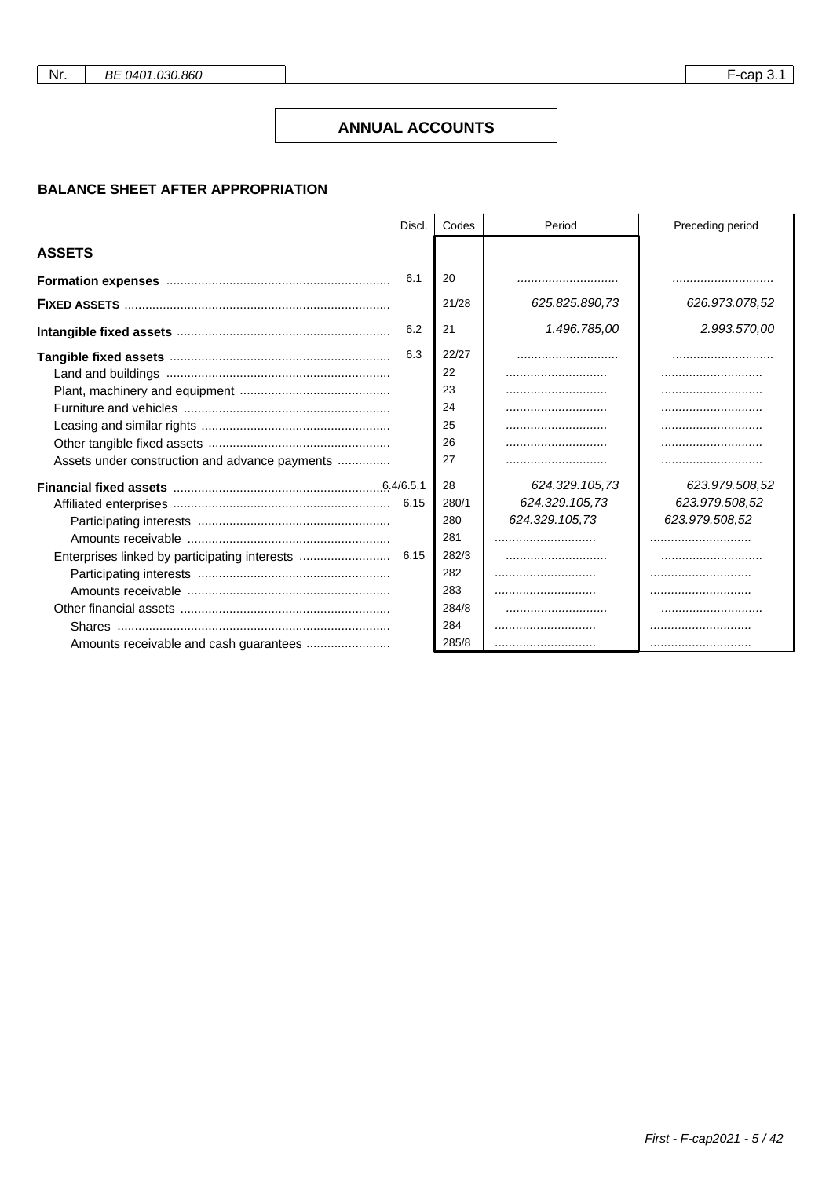| Nr. | BE 0401.030.860 | F-cap 3.1 |
|---|---|---|

# ANNUAL ACCOUNTS

## BALANCE SHEET AFTER APPROPRIATION

| | Discl. | Codes | Period | Preceding period |
|---|---|---|---|---|
| **ASSETS** | | | | |
| **Formation expenses** | 6.1 | 20 | ............................. | ............................. |
| **FIXED ASSETS** | | 21/28 | *625.825.890,73* | *626.973.078,52* |
| **Intangible fixed assets** | 6.2 | 21 | *1.496.785,00* | *2.993.570,00* |
| **Tangible fixed assets** | 6.3 | 22/27 | ............................. | ............................. |
| Land and buildings | | 22 | ............................. | ............................. |
| Plant, machinery and equipment | | 23 | ............................. | ............................. |
| Furniture and vehicles | | 24 | ............................. | ............................. |
| Leasing and similar rights | | 25 | ............................. | ............................. |
| Other tangible fixed assets | | 26 | ............................. | ............................. |
| Assets under construction and advance payments | | 27 | ............................. | ............................. |
| **Financial fixed assets** | 6.4/6.5.1 | 28 | *624.329.105,73* | *623.979.508,52* |
| Affiliated enterprises | 6.15 | 280/1 | *624.329.105,73* | *623.979.508,52* |
| Participating interests | | 280 | *624.329.105,73* | *623.979.508,52* |
| Amounts receivable | | 281 | ............................. | ............................. |
| Enterprises linked by participating interests | 6.15 | 282/3 | ............................. | ............................. |
| Participating interests | | 282 | ............................. | ............................. |
| Amounts receivable | | 283 | ............................. | ............................. |
| Other financial assets | | 284/8 | ............................. | ............................. |
| Shares | | 284 | ............................. | ............................. |
| Amounts receivable and cash guarantees | | 285/8 | ............................. | ............................. |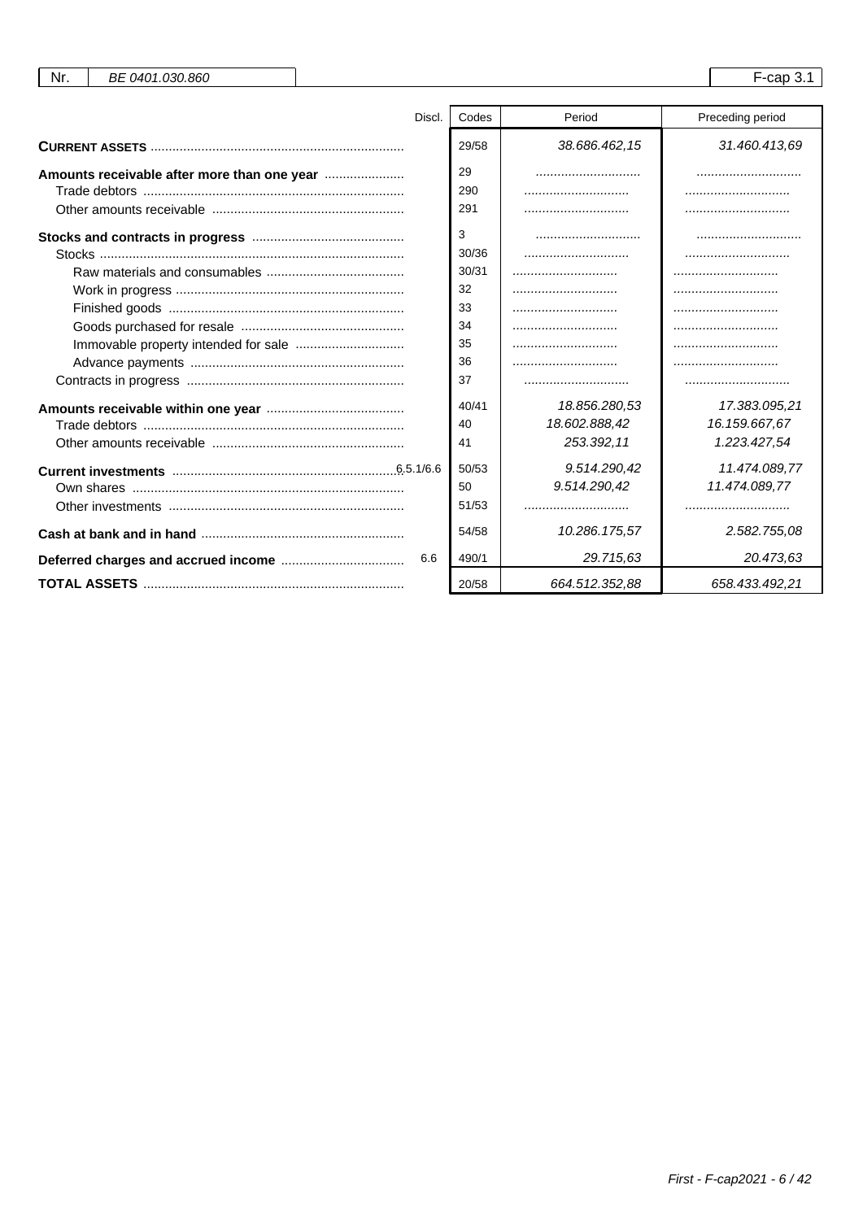| Nr. | BE 0401.030.860 | F-cap 3.1 |
|---|---|---|

| | Discl. | Codes | Period | Preceding period |
|---|---|---|---|---|
| **CURRENT ASSETS** | | 29/58 | 38.686.462,15 | 31.460.413,69 |
| **Amounts receivable after more than one year** | | 29 | ............................ | ............................ |
| Trade debtors | | 290 | ............................ | ............................ |
| Other amounts receivable | | 291 | ............................ | ............................ |
| **Stocks and contracts in progress** | | 3 | ............................ | ............................ |
| Stocks | | 30/36 | ............................ | ............................ |
| Raw materials and consumables | | 30/31 | ............................ | ............................ |
| Work in progress | | 32 | ............................ | ............................ |
| Finished goods | | 33 | ............................ | ............................ |
| Goods purchased for resale | | 34 | ............................ | ............................ |
| Immovable property intended for sale | | 35 | ............................ | ............................ |
| Advance payments | | 36 | ............................ | ............................ |
| Contracts in progress | | 37 | ............................ | ............................ |
| **Amounts receivable within one year** | | 40/41 | 18.856.280,53 | 17.383.095,21 |
| Trade debtors | | 40 | 18.602.888,42 | 16.159.667,67 |
| Other amounts receivable | | 41 | 253.392,11 | 1.223.427,54 |
| **Current investments** | 6.5.1/6.6 | 50/53 | 9.514.290,42 | 11.474.089,77 |
| Own shares | | 50 | 9.514.290,42 | 11.474.089,77 |
| Other investments | | 51/53 | ............................ | ............................ |
| **Cash at bank and in hand** | | 54/58 | 10.286.175,57 | 2.582.755,08 |
| **Deferred charges and accrued income** | 6.6 | 490/1 | 29.715,63 | 20.473,63 |
| **TOTAL ASSETS** | | 20/58 | 664.512.352,88 | 658.433.492,21 |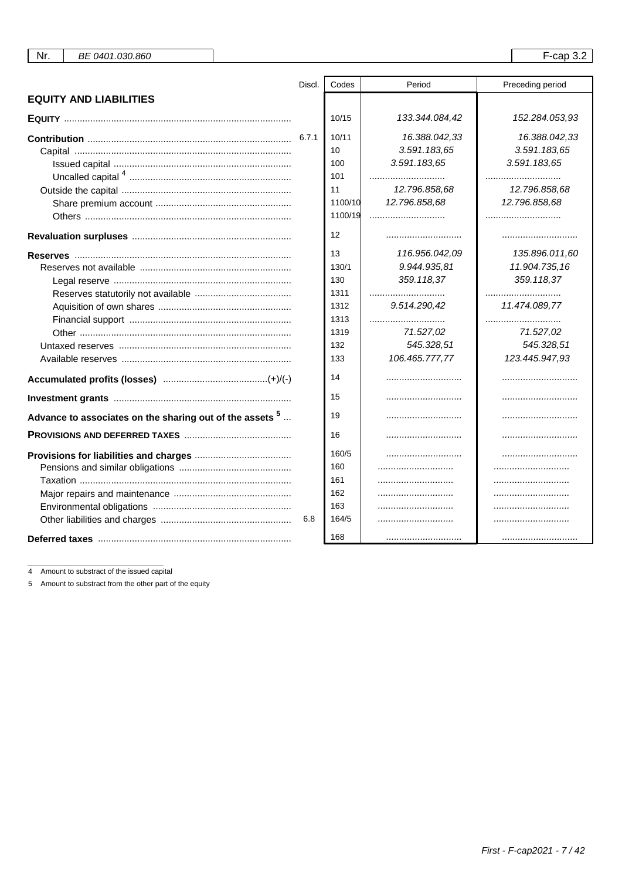| Nr. | BE 0401.030.860 | F-cap 3.2 |
|---|---|---|

| EQUITY AND LIABILITIES | Discl. | Codes | Period | Preceding period |
|---|---|---|---|---|
| **EQUITY** | | 10/15 | 133.344.084,42 | 152.284.053,93 |
| **Contribution** | 6.7.1 | 10/11 | 16.388.042,33 | 16.388.042,33 |
| Capital | | 10 | 3.591.183,65 | 3.591.183,65 |
| Issued capital | | 100 | 3.591.183,65 | 3.591.183,65 |
| Uncalled capital [4] | | 101 | | |
| Outside the capital | | 11 | 12.796.858,68 | 12.796.858,68 |
| Share premium account | | 1100/10 | 12.796.858,68 | 12.796.858,68 |
| Others | | 1100/19 | | |
| **Revaluation surpluses** | | 12 | | |
| **Reserves** | | 13 | 116.956.042,09 | 135.896.011,60 |
| Reserves not available | | 130/1 | 9.944.935,81 | 11.904.735,16 |
| Legal reserve | | 130 | 359.118,37 | 359.118,37 |
| Reserves statutorily not available | | 1311 | | |
| Aquisition of own shares | | 1312 | 9.514.290,42 | 11.474.089,77 |
| Financial support | | 1313 | | |
| Other | | 1319 | 71.527,02 | 71.527,02 |
| Untaxed reserves | | 132 | 545.328,51 | 545.328,51 |
| Available reserves | | 133 | 106.465.777,77 | 123.445.947,93 |
| **Accumulated profits (losses)** (+)/(-) | | 14 | | |
| **Investment grants** | | 15 | | |
| **Advance to associates on the sharing out of the assets [5]** | | 19 | | |
| **PROVISIONS AND DEFERRED TAXES** | | 16 | | |
| **Provisions for liabilities and charges** | | 160/5 | | |
| Pensions and similar obligations | | 160 | | |
| Taxation | | 161 | | |
| Major repairs and maintenance | | 162 | | |
| Environmental obligations | | 163 | | |
| Other liabilities and charges | 6.8 | 164/5 | | |
| **Deferred taxes** | | 168 | | |

4 Amount to substract of the issued capital

5 Amount to substract from the other part of the equity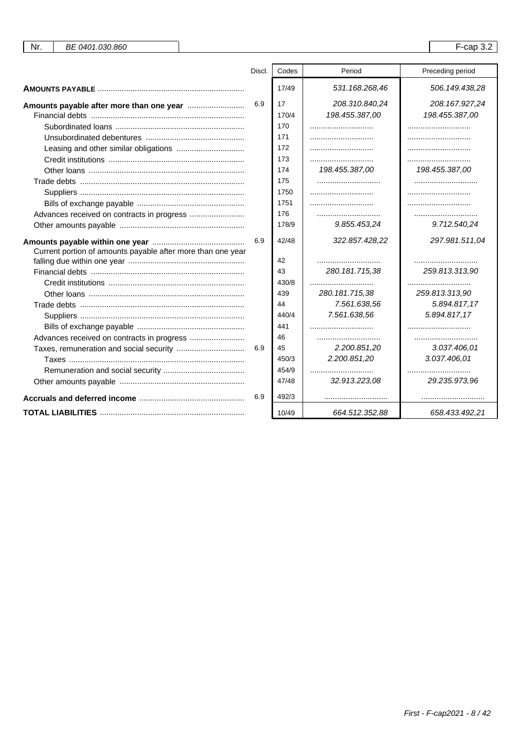| Nr. | BE 0401.030.860 | F-cap 3.2 |
|---|---|---|

| | Discl. | Codes | Period | Preceding period |
|---|---|---|---|---|
| **AMOUNTS PAYABLE** | | 17/49 | 531.168.268,46 | 506.149.438,28 |
| **Amounts payable after more than one year** | 6.9 | 17 | 208.310.840,24 | 208.167.927,24 |
| Financial debts | | 170/4 | 198.455.387,00 | 198.455.387,00 |
| Subordinated loans | | 170 | | |
| Unsubordinated debentures | | 171 | | |
| Leasing and other similar obligations | | 172 | | |
| Credit institutions | | 173 | | |
| Other loans | | 174 | 198.455.387,00 | 198.455.387,00 |
| Trade debts | | 175 | | |
| Suppliers | | 1750 | | |
| Bills of exchange payable | | 1751 | | |
| Advances received on contracts in progress | | 176 | | |
| Other amounts payable | | 178/9 | 9.855.453,24 | 9.712.540,24 |
| **Amounts payable within one year** | 6.9 | 42/48 | 322.857.428,22 | 297.981.511,04 |
| Current portion of amounts payable after more than one year falling due within one year | | 42 | | |
| Financial debts | | 43 | 280.181.715,38 | 259.813.313,90 |
| Credit institutions | | 430/8 | | |
| Other loans | | 439 | 280.181.715,38 | 259.813.313,90 |
| Trade debts | | 44 | 7.561.638,56 | 5.894.817,17 |
| Suppliers | | 440/4 | 7.561.638,56 | 5.894.817,17 |
| Bills of exchange payable | | 441 | | |
| Advances received on contracts in progress | | 46 | | |
| Taxes, remuneration and social security | 6.9 | 45 | 2.200.851,20 | 3.037.406,01 |
| Taxes | | 450/3 | 2.200.851,20 | 3.037.406,01 |
| Remuneration and social security | | 454/9 | | |
| Other amounts payable | | 47/48 | 32.913.223,08 | 29.235.973,96 |
| **Accruals and deferred income** | 6.9 | 492/3 | | |
| **TOTAL LIABILITIES** | | 10/49 | 664.512.352,88 | 658.433.492,21 |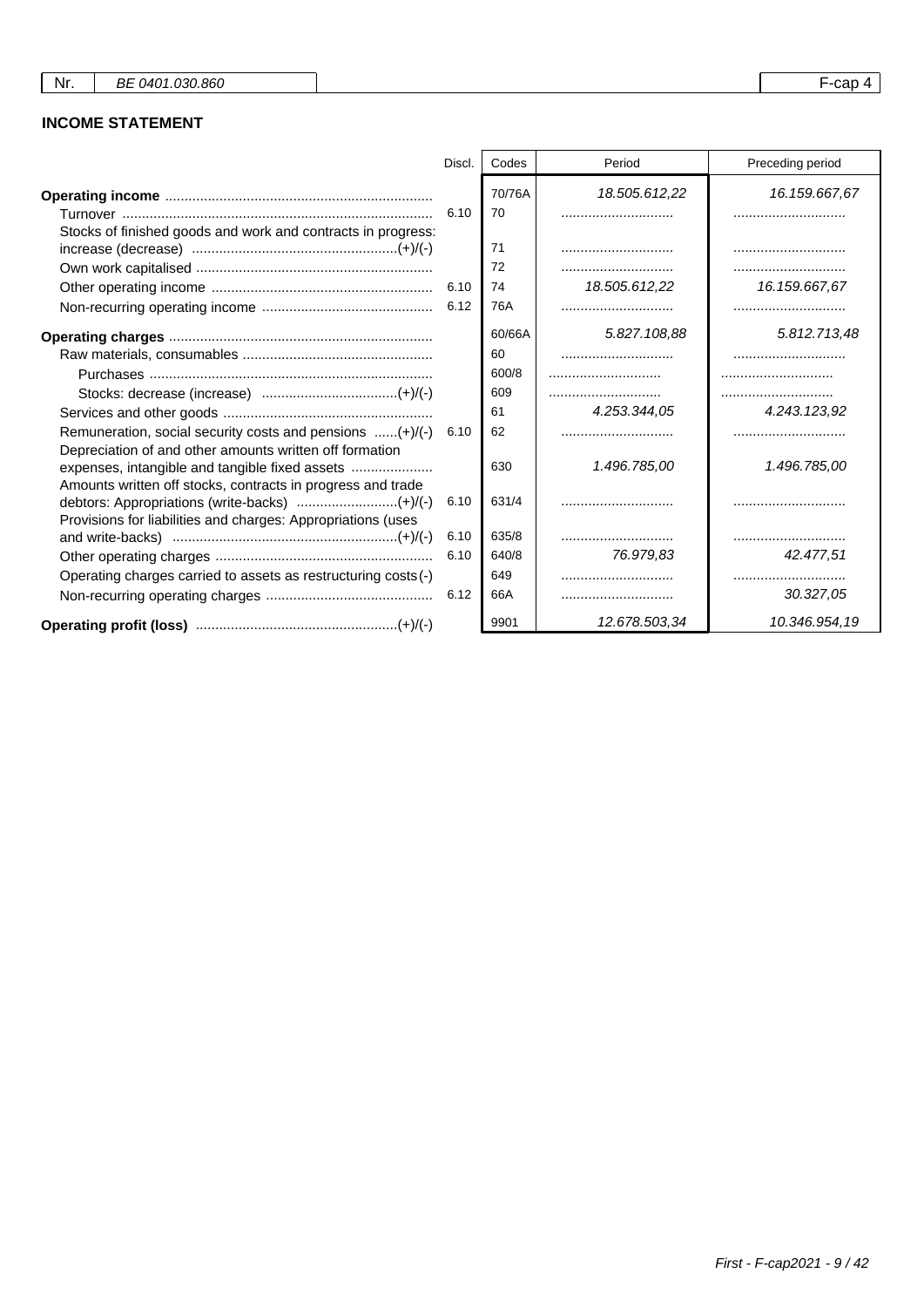| Nr. | BE 0401.030.860 | F-cap 4 |
|---|---|---|

## INCOME STATEMENT

| | Discl. | Codes | Period | Preceding period |
|---|---|---|---|---|
| **Operating income** | | 70/76A | 18.505.612,22 | 16.159.667,67 |
| Turnover | 6.10 | 70 | ............................ | ............................ |
| Stocks of finished goods and work and contracts in progress: increase (decrease) (+)/(-) | | 71 | ............................ | ............................ |
| Own work capitalised | | 72 | ............................ | ............................ |
| Other operating income | 6.10 | 74 | 18.505.612,22 | 16.159.667,67 |
| Non-recurring operating income | 6.12 | 76A | ............................ | ............................ |
| **Operating charges** | | 60/66A | 5.827.108,88 | 5.812.713,48 |
| Raw materials, consumables | | 60 | ............................ | ............................ |
| Purchases | | 600/8 | ............................ | ............................ |
| Stocks: decrease (increase) (+)/(-) | | 609 | ............................ | ............................ |
| Services and other goods | | 61 | 4.253.344,05 | 4.243.123,92 |
| Remuneration, social security costs and pensions (+)/(-) | 6.10 | 62 | ............................ | ............................ |
| Depreciation of and other amounts written off formation expenses, intangible and tangible fixed assets | | 630 | 1.496.785,00 | 1.496.785,00 |
| Amounts written off stocks, contracts in progress and trade debtors: Appropriations (write-backs) (+)/(-) | 6.10 | 631/4 | ............................ | ............................ |
| Provisions for liabilities and charges: Appropriations (uses and write-backs) (+)/(-) | 6.10 | 635/8 | ............................ | ............................ |
| Other operating charges | 6.10 | 640/8 | 76.979,83 | 42.477,51 |
| Operating charges carried to assets as restructuring costs (-) | | 649 | ............................ | ............................ |
| Non-recurring operating charges | 6.12 | 66A | ............................ | 30.327,05 |
| **Operating profit (loss)** (+)/(-) | | 9901 | 12.678.503,34 | 10.346.954,19 |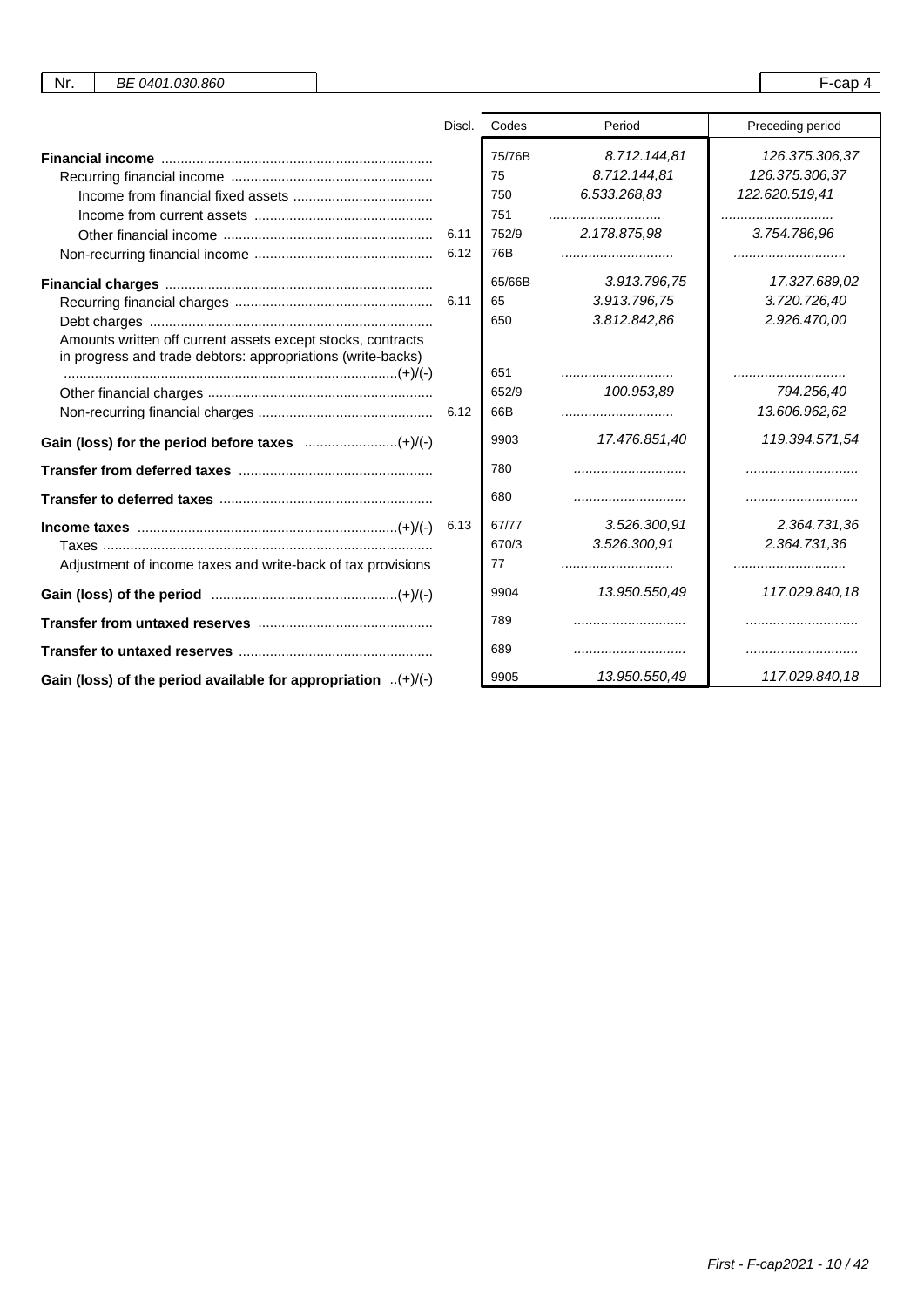| Nr. | BE 0401.030.860 | | F-cap 4 |
|---|---|---|---|

| | Discl. | Codes | Period | Preceding period |
|---|---|---|---|---|
| **Financial income** | | 75/76B | 8.712.144,81 | 126.375.306,37 |
| Recurring financial income | | 75 | 8.712.144,81 | 126.375.306,37 |
| Income from financial fixed assets | | 750 | 6.533.268,83 | 122.620.519,41 |
| Income from current assets | | 751 | ............................ | ............................ |
| Other financial income | 6.11 | 752/9 | 2.178.875,98 | 3.754.786,96 |
| Non-recurring financial income | 6.12 | 76B | ............................ | ............................ |
| **Financial charges** | | 65/66B | 3.913.796,75 | 17.327.689,02 |
| Recurring financial charges | 6.11 | 65 | 3.913.796,75 | 3.720.726,40 |
| Debt charges | | 650 | 3.812.842,86 | 2.926.470,00 |
| Amounts written off current assets except stocks, contracts in progress and trade debtors: appropriations (write-backs) (+)/(-) | | 651 | ............................ | ............................ |
| Other financial charges | | 652/9 | 100.953,89 | 794.256,40 |
| Non-recurring financial charges | 6.12 | 66B | ............................ | 13.606.962,62 |
| **Gain (loss) for the period before taxes** (+)/(-) | | 9903 | 17.476.851,40 | 119.394.571,54 |
| **Transfer from deferred taxes** | | 780 | ............................ | ............................ |
| **Transfer to deferred taxes** | | 680 | ............................ | ............................ |
| **Income taxes** (+)/(-) | 6.13 | 67/77 | 3.526.300,91 | 2.364.731,36 |
| Taxes | | 670/3 | 3.526.300,91 | 2.364.731,36 |
| Adjustment of income taxes and write-back of tax provisions | | 77 | ............................ | ............................ |
| **Gain (loss) of the period** (+)/(-) | | 9904 | 13.950.550,49 | 117.029.840,18 |
| **Transfer from untaxed reserves** | | 789 | ............................ | ............................ |
| **Transfer to untaxed reserves** | | 689 | ............................ | ............................ |
| **Gain (loss) of the period available for appropriation** (+)/(-) | | 9905 | 13.950.550,49 | 117.029.840,18 |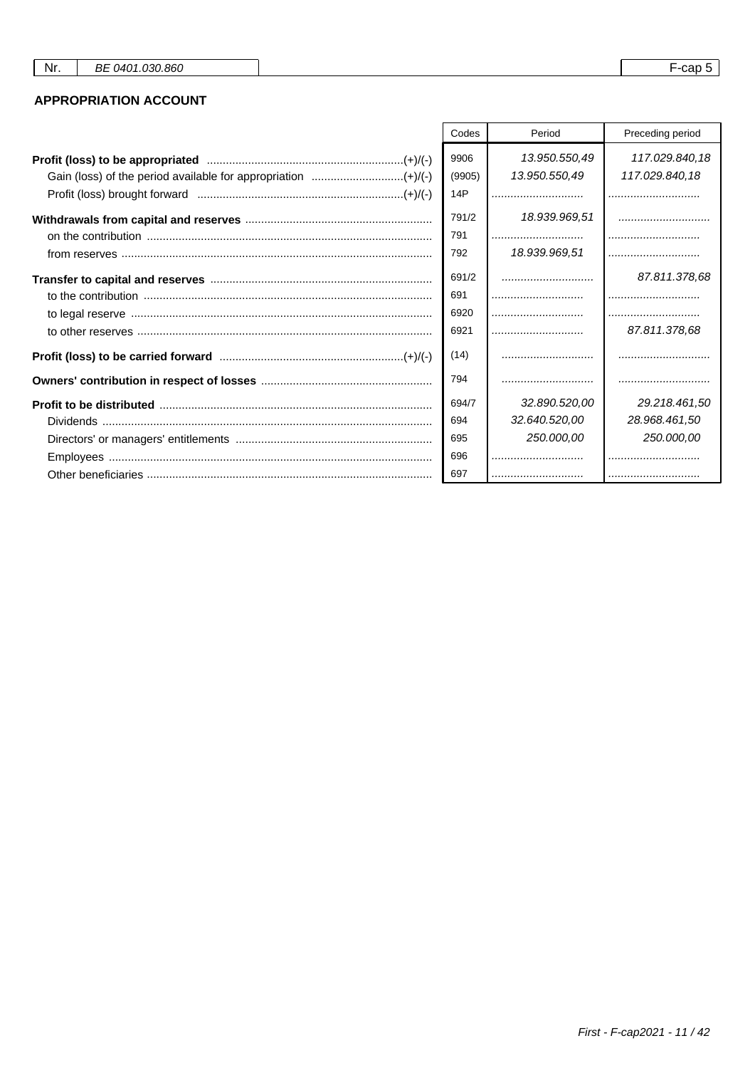| Nr. | BE 0401.030.860 | F-cap 5 |
|---|---|---|

## APPROPRIATION ACCOUNT

| | Codes | Period | Preceding period |
|---|---|---|---|
| **Profit (loss) to be appropriated** (+)/(-) | 9906 | 13.950.550,49 | 117.029.840,18 |
| Gain (loss) of the period available for appropriation (+)/(-) | (9905) | 13.950.550,49 | 117.029.840,18 |
| Profit (loss) brought forward (+)/(-) | 14P | | |
| **Withdrawals from capital and reserves** | 791/2 | 18.939.969,51 | |
| on the contribution | 791 | | |
| from reserves | 792 | 18.939.969,51 | |
| **Transfer to capital and reserves** | 691/2 | | 87.811.378,68 |
| to the contribution | 691 | | |
| to legal reserve | 6920 | | |
| to other reserves | 6921 | | 87.811.378,68 |
| **Profit (loss) to be carried forward** (+)/(-) | (14) | | |
| **Owners' contribution in respect of losses** | 794 | | |
| **Profit to be distributed** | 694/7 | 32.890.520,00 | 29.218.461,50 |
| Dividends | 694 | 32.640.520,00 | 28.968.461,50 |
| Directors' or managers' entitlements | 695 | 250.000,00 | 250.000,00 |
| Employees | 696 | | |
| Other beneficiaries | 697 | | |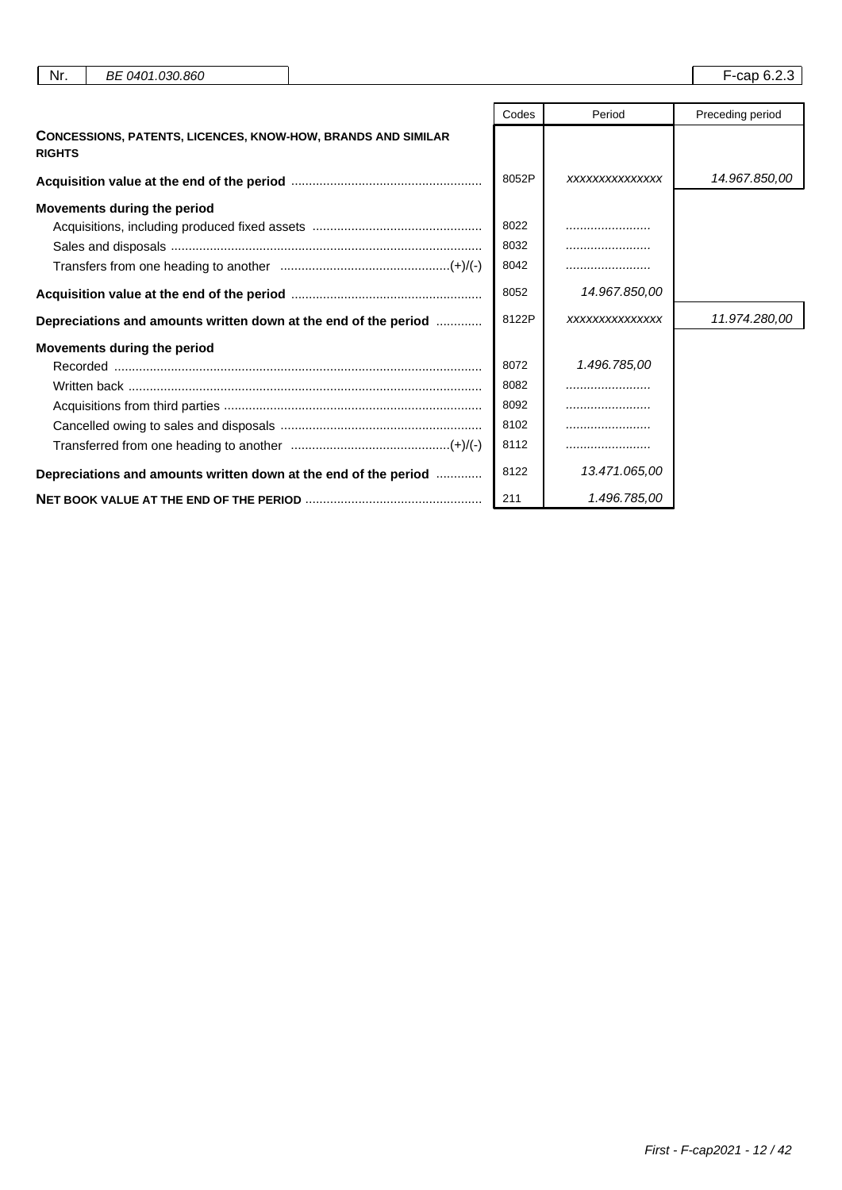| Nr. | BE 0401.030.860 | | F-cap 6.2.3 |
|---|---|---|---|

| | Codes | Period | Preceding period |
|---|---|---|---|
| **CONCESSIONS, PATENTS, LICENCES, KNOW-HOW, BRANDS AND SIMILAR RIGHTS** | | | |
| **Acquisition value at the end of the period** | 8052P | xxxxxxxxxxxxxxx | 14.967.850,00 |
| **Movements during the period** | | | |
| Acquisitions, including produced fixed assets | 8022 | ...................... | |
| Sales and disposals | 8032 | ...................... | |
| Transfers from one heading to another (+)/(-) | 8042 | ...................... | |
| **Acquisition value at the end of the period** | 8052 | 14.967.850,00 | |
| **Depreciations and amounts written down at the end of the period** | 8122P | xxxxxxxxxxxxxxx | 11.974.280,00 |
| **Movements during the period** | | | |
| Recorded | 8072 | 1.496.785,00 | |
| Written back | 8082 | ...................... | |
| Acquisitions from third parties | 8092 | ...................... | |
| Cancelled owing to sales and disposals | 8102 | ...................... | |
| Transferred from one heading to another (+)/(-) | 8112 | ...................... | |
| **Depreciations and amounts written down at the end of the period** | 8122 | 13.471.065,00 | |
| **NET BOOK VALUE AT THE END OF THE PERIOD** | 211 | 1.496.785,00 | |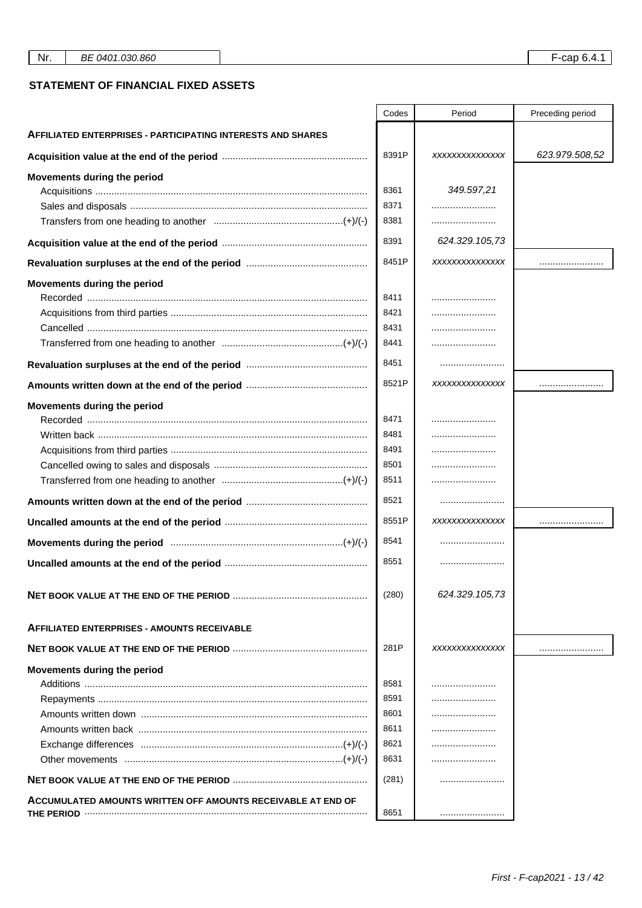| Nr. | BE 0401.030.860 | F-cap 6.4.1 |
|---|---|---|

## STATEMENT OF FINANCIAL FIXED ASSETS

| | Codes | Period | Preceding period |
|---|---|---|---|
| **AFFILIATED ENTERPRISES - PARTICIPATING INTERESTS AND SHARES** | | | |
| **Acquisition value at the end of the period** | 8391P | xxxxxxxxxxxxxx | 623.979.508,52 |
| **Movements during the period** | | | |
| Acquisitions | 8361 | 349.597,21 | |
| Sales and disposals | 8371 | ........................ | |
| Transfers from one heading to another (+)/(-) | 8381 | ........................ | |
| **Acquisition value at the end of the period** | 8391 | 624.329.105,73 | |
| **Revaluation surpluses at the end of the period** | 8451P | xxxxxxxxxxxxxx | ........................ |
| **Movements during the period** | | | |
| Recorded | 8411 | ........................ | |
| Acquisitions from third parties | 8421 | ........................ | |
| Cancelled | 8431 | ........................ | |
| Transferred from one heading to another (+)/(-) | 8441 | ........................ | |
| **Revaluation surpluses at the end of the period** | 8451 | ........................ | |
| **Amounts written down at the end of the period** | 8521P | xxxxxxxxxxxxxx | ........................ |
| **Movements during the period** | | | |
| Recorded | 8471 | ........................ | |
| Written back | 8481 | ........................ | |
| Acquisitions from third parties | 8491 | ........................ | |
| Cancelled owing to sales and disposals | 8501 | ........................ | |
| Transferred from one heading to another (+)/(-) | 8511 | ........................ | |
| **Amounts written down at the end of the period** | 8521 | ........................ | |
| **Uncalled amounts at the end of the period** | 8551P | xxxxxxxxxxxxxx | ........................ |
| **Movements during the period** (+)/(-) | 8541 | ........................ | |
| **Uncalled amounts at the end of the period** | 8551 | ........................ | |
| **NET BOOK VALUE AT THE END OF THE PERIOD** | (280) | 624.329.105,73 | |
| **AFFILIATED ENTERPRISES - AMOUNTS RECEIVABLE** | | | |
| **NET BOOK VALUE AT THE END OF THE PERIOD** | 281P | xxxxxxxxxxxxxx | ........................ |
| **Movements during the period** | | | |
| Additions | 8581 | ........................ | |
| Repayments | 8591 | ........................ | |
| Amounts written down | 8601 | ........................ | |
| Amounts written back | 8611 | ........................ | |
| Exchange differences (+)/(-) | 8621 | ........................ | |
| Other movements (+)/(-) | 8631 | ........................ | |
| **NET BOOK VALUE AT THE END OF THE PERIOD** | (281) | ........................ | |
| **ACCUMULATED AMOUNTS WRITTEN OFF AMOUNTS RECEIVABLE AT END OF THE PERIOD** | 8651 | ........................ | |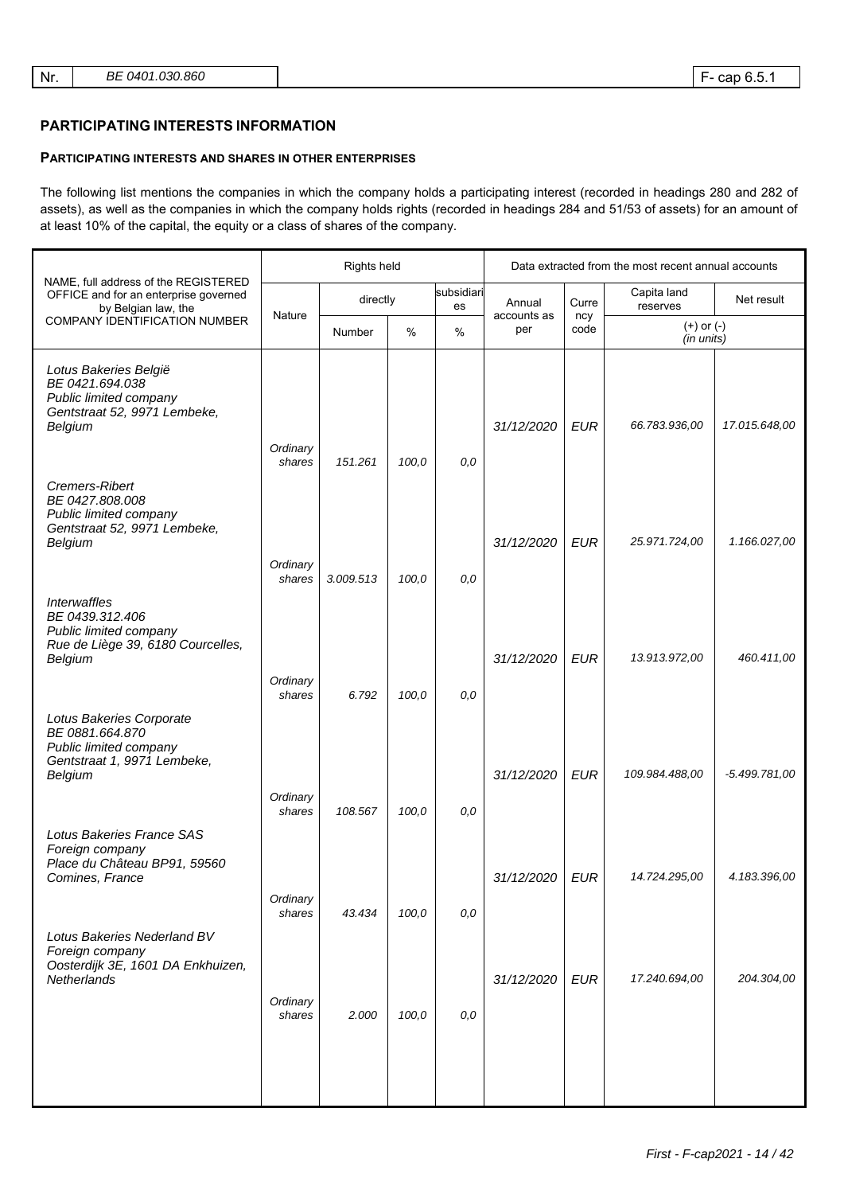| Nr. | BE 0401.030.860 | F- cap 6.5.1 |
|---|---|---|

## PARTICIPATING INTERESTS INFORMATION

### PARTICIPATING INTERESTS AND SHARES IN OTHER ENTERPRISES

The following list mentions the companies in which the company holds a participating interest (recorded in headings 280 and 282 of assets), as well as the companies in which the company holds rights (recorded in headings 284 and 51/53 of assets) for an amount of at least 10% of the capital, the equity or a class of shares of the company.

| NAME, full address of the REGISTERED OFFICE and for an enterprise governed by Belgian law, the COMPANY IDENTIFICATION NUMBER | Rights held | | | | Data extracted from the most recent annual accounts | | | |
|---|---|---|---|---|---|---|---|---|
| | Nature | directly | | subsidiaries | Annual accounts as per | Currency code | Capita land reserves | Net result |
| | | Number | % | % | | | (+) or (-) (in units) | |
| *Lotus Bakeries België* *BE 0421.694.038* *Public limited company* *Gentstraat 52, 9971 Lembeke, Belgium* | | | | | *31/12/2020* | *EUR* | *66.783.936,00* | *17.015.648,00* |
| | *Ordinary shares* | *151.261* | *100,0* | *0,0* | | | | |
| *Cremers-Ribert* *BE 0427.808.008* *Public limited company* *Gentstraat 52, 9971 Lembeke, Belgium* | | | | | *31/12/2020* | *EUR* | *25.971.724,00* | *1.166.027,00* |
| | *Ordinary shares* | *3.009.513* | *100,0* | *0,0* | | | | |
| *Interwaffles* *BE 0439.312.406* *Public limited company* *Rue de Liège 39, 6180 Courcelles, Belgium* | | | | | *31/12/2020* | *EUR* | *13.913.972,00* | *460.411,00* |
| | *Ordinary shares* | *6.792* | *100,0* | *0,0* | | | | |
| *Lotus Bakeries Corporate* *BE 0881.664.870* *Public limited company* *Gentstraat 1, 9971 Lembeke, Belgium* | | | | | *31/12/2020* | *EUR* | *109.984.488,00* | *-5.499.781,00* |
| | *Ordinary shares* | *108.567* | *100,0* | *0,0* | | | | |
| *Lotus Bakeries France SAS* *Foreign company* *Place du Château BP91, 59560 Comines, France* | | | | | *31/12/2020* | *EUR* | *14.724.295,00* | *4.183.396,00* |
| | *Ordinary shares* | *43.434* | *100,0* | *0,0* | | | | |
| *Lotus Bakeries Nederland BV* *Foreign company* *Oosterdijk 3E, 1601 DA Enkhuizen, Netherlands* | | | | | *31/12/2020* | *EUR* | *17.240.694,00* | *204.304,00* |
| | *Ordinary shares* | *2.000* | *100,0* | *0,0* | | | | |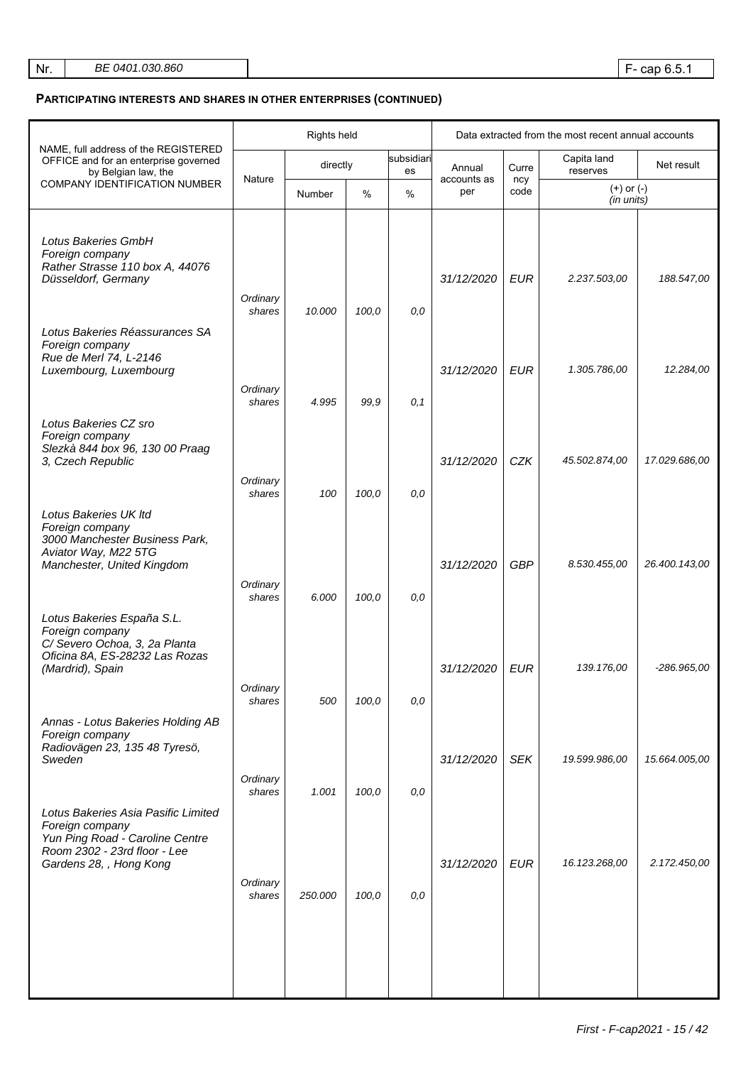| Nr. | BE 0401.030.860 | F- cap 6.5.1 |
|---|---|---|

## PARTICIPATING INTERESTS AND SHARES IN OTHER ENTERPRISES (CONTINUED)

| NAME, full address of the REGISTERED OFFICE and for an enterprise governed by Belgian law, the COMPANY IDENTIFICATION NUMBER | Rights held | | | | Data extracted from the most recent annual accounts | | | |
|---|---|---|---|---|---|---|---|---|
| | Nature | directly | | subsidiaries | Annual accounts as per | Currency code | Capita land reserves | Net result |
| | | Number | % | % | | | (+) or (-) (in units) | |
| *Lotus Bakeries GmbH*<br>*Foreign company*<br>*Rather Strasse 110 box A, 44076 Düsseldorf, Germany* | *Ordinary shares* | *10.000* | *100,0* | *0,0* | *31/12/2020* | *EUR* | *2.237.503,00* | *188.547,00* |
| *Lotus Bakeries Réassurances SA*<br>*Foreign company*<br>*Rue de Merl 74, L-2146 Luxembourg, Luxembourg* | *Ordinary shares* | *4.995* | *99,9* | *0,1* | *31/12/2020* | *EUR* | *1.305.786,00* | *12.284,00* |
| *Lotus Bakeries CZ sro*<br>*Foreign company*<br>*Slezkà 844 box 96, 130 00 Praag 3, Czech Republic* | *Ordinary shares* | *100* | *100,0* | *0,0* | *31/12/2020* | *CZK* | *45.502.874,00* | *17.029.686,00* |
| *Lotus Bakeries UK ltd*<br>*Foreign company*<br>*3000 Manchester Business Park, Aviator Way, M22 5TG Manchester, United Kingdom* | *Ordinary shares* | *6.000* | *100,0* | *0,0* | *31/12/2020* | *GBP* | *8.530.455,00* | *26.400.143,00* |
| *Lotus Bakeries España S.L.*<br>*Foreign company*<br>*C/ Severo Ochoa, 3, 2a Planta Oficina 8A, ES-28232 Las Rozas (Mardrid), Spain* | *Ordinary shares* | *500* | *100,0* | *0,0* | *31/12/2020* | *EUR* | *139.176,00* | *-286.965,00* |
| *Annas - Lotus Bakeries Holding AB*<br>*Foreign company*<br>*Radiovägen 23, 135 48 Tyresö, Sweden* | *Ordinary shares* | *1.001* | *100,0* | *0,0* | *31/12/2020* | *SEK* | *19.599.986,00* | *15.664.005,00* |
| *Lotus Bakeries Asia Pasific Limited*<br>*Foreign company*<br>*Yun Ping Road - Caroline Centre Room 2302 - 23rd floor - Lee Gardens 28, , Hong Kong* | *Ordinary shares* | *250.000* | *100,0* | *0,0* | *31/12/2020* | *EUR* | *16.123.268,00* | *2.172.450,00* |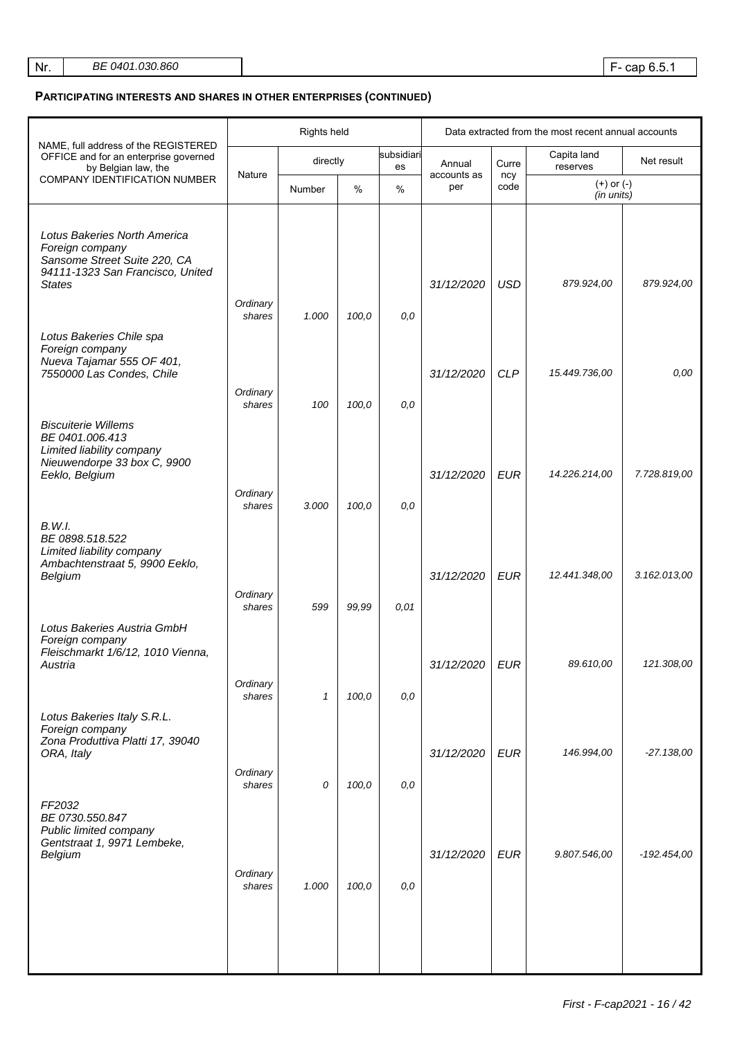| Nr. | BE 0401.030.860 | F- cap 6.5.1 |
|---|---|---|

## PARTICIPATING INTERESTS AND SHARES IN OTHER ENTERPRISES (CONTINUED)

| NAME, full address of the REGISTERED OFFICE and for an enterprise governed by Belgian law, the COMPANY IDENTIFICATION NUMBER | Rights held | | | | Data extracted from the most recent annual accounts | | | |
|---|---|---|---|---|---|---|---|---|
| | Nature | directly | | subsidiaries | Annual accounts as per | Currency code | Capita land reserves | Net result |
| | | Number | % | % | | | (+) or (-) (in units) | |
| *Lotus Bakeries North America* *Foreign company* *Sansome Street Suite 220, CA 94111-1323 San Francisco, United States* | *Ordinary shares* | *1.000* | *100,0* | *0,0* | *31/12/2020* | *USD* | *879.924,00* | *879.924,00* |
| *Lotus Bakeries Chile spa* *Foreign company* *Nueva Tajamar 555 OF 401, 7550000 Las Condes, Chile* | *Ordinary shares* | *100* | *100,0* | *0,0* | *31/12/2020* | *CLP* | *15.449.736,00* | *0,00* |
| *Biscuiterie Willems* *BE 0401.006.413* *Limited liability company* *Nieuwendorpe 33 box C, 9900 Eeklo, Belgium* | *Ordinary shares* | *3.000* | *100,0* | *0,0* | *31/12/2020* | *EUR* | *14.226.214,00* | *7.728.819,00* |
| *B.W.I.* *BE 0898.518.522* *Limited liability company* *Ambachtenstraat 5, 9900 Eeklo, Belgium* | *Ordinary shares* | *599* | *99,99* | *0,01* | *31/12/2020* | *EUR* | *12.441.348,00* | *3.162.013,00* |
| *Lotus Bakeries Austria GmbH* *Foreign company* *Fleischmarkt 1/6/12, 1010 Vienna, Austria* | *Ordinary shares* | *1* | *100,0* | *0,0* | *31/12/2020* | *EUR* | *89.610,00* | *121.308,00* |
| *Lotus Bakeries Italy S.R.L.* *Foreign company* *Zona Produttiva Platti 17, 39040 ORA, Italy* | *Ordinary shares* | *0* | *100,0* | *0,0* | *31/12/2020* | *EUR* | *146.994,00* | *-27.138,00* |
| *FF2032* *BE 0730.550.847* *Public limited company* *Gentstraat 1, 9971 Lembeke, Belgium* | *Ordinary shares* | *1.000* | *100,0* | *0,0* | *31/12/2020* | *EUR* | *9.807.546,00* | *-192.454,00* |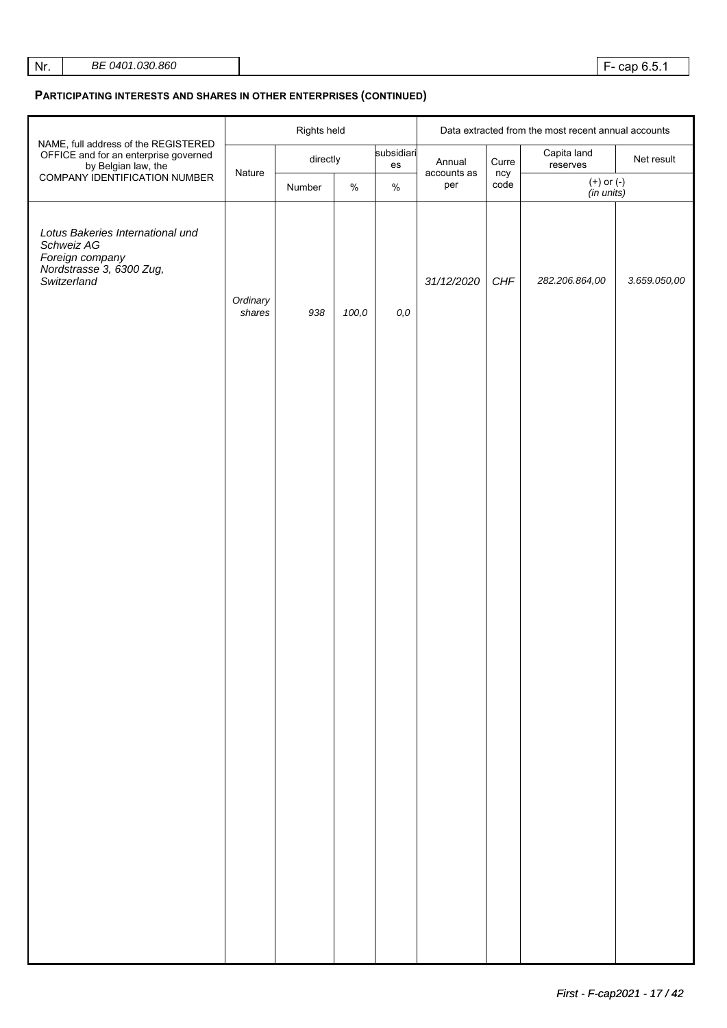| Nr. | BE 0401.030.860 | F- cap 6.5.1 |
|---|---|---|

## PARTICIPATING INTERESTS AND SHARES IN OTHER ENTERPRISES (CONTINUED)

| NAME, full address of the REGISTERED OFFICE and for an enterprise governed by Belgian law, the COMPANY IDENTIFICATION NUMBER | Rights held | | | | Data extracted from the most recent annual accounts | | | |
|---|---|---|---|---|---|---|---|---|
| | Nature | directly | | subsidiaries | Annual accounts as per | Currency code | Capita land reserves | Net result |
| | | Number | % | % | | | (+) or (-) (in units) | |
| *Lotus Bakeries International und Schweiz AG*<br>*Foreign company*<br>*Nordstrasse 3, 6300 Zug, Switzerland* | *Ordinary shares* | *938* | *100,0* | *0,0* | *31/12/2020* | *CHF* | *282.206.864,00* | *3.659.050,00* |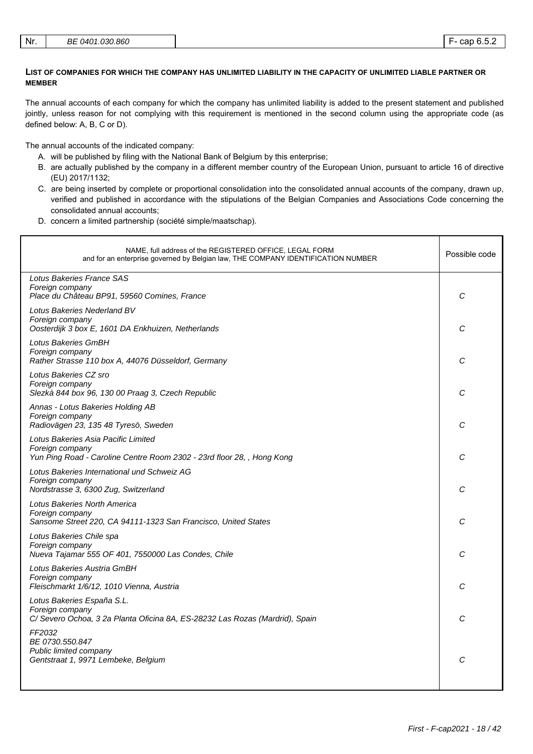**LIST OF COMPANIES FOR WHICH THE COMPANY HAS UNLIMITED LIABILITY IN THE CAPACITY OF UNLIMITED LIABLE PARTNER OR MEMBER**

The annual accounts of each company for which the company has unlimited liability is added to the present statement and published jointly, unless reason for not complying with this requirement is mentioned in the second column using the appropriate code (as defined below: A, B, C or D).

The annual accounts of the indicated company:

A. will be published by filing with the National Bank of Belgium by this enterprise;
B. are actually published by the company in a different member country of the European Union, pursuant to article 16 of directive (EU) 2017/1132;
C. are being inserted by complete or proportional consolidation into the consolidated annual accounts of the company, drawn up, verified and published in accordance with the stipulations of the Belgian Companies and Associations Code concerning the consolidated annual accounts;
D. concern a limited partnership (société simple/maatschap).

| NAME, full address of the REGISTERED OFFICE, LEGAL FORM and for an enterprise governed by Belgian law, THE COMPANY IDENTIFICATION NUMBER | Possible code |
|---|---|
| *Lotus Bakeries France SAS*<br>*Foreign company*<br>*Place du Château BP91, 59560 Comines, France* | *C* |
| *Lotus Bakeries Nederland BV*<br>*Foreign company*<br>*Oosterdijk 3 box E, 1601 DA Enkhuizen, Netherlands* | *C* |
| *Lotus Bakeries GmBH*<br>*Foreign company*<br>*Rather Strasse 110 box A, 44076 Düsseldorf, Germany* | *C* |
| *Lotus Bakeries CZ sro*<br>*Foreign company*<br>*Slezkà 844 box 96, 130 00 Praag 3, Czech Republic* | *C* |
| *Annas - Lotus Bakeries Holding AB*<br>*Foreign company*<br>*Radiovägen 23, 135 48 Tyresö, Sweden* | *C* |
| *Lotus Bakeries Asia Pacific Limited*<br>*Foreign company*<br>*Yun Ping Road - Caroline Centre Room 2302 - 23rd floor 28, , Hong Kong* | *C* |
| *Lotus Bakeries International und Schweiz AG*<br>*Foreign company*<br>*Nordstrasse 3, 6300 Zug, Switzerland* | *C* |
| *Lotus Bakeries North America*<br>*Foreign company*<br>*Sansome Street 220, CA 94111-1323 San Francisco, United States* | *C* |
| *Lotus Bakeries Chile spa*<br>*Foreign company*<br>*Nueva Tajamar 555 OF 401, 7550000 Las Condes, Chile* | *C* |
| *Lotus Bakeries Austria GmBH*<br>*Foreign company*<br>*Fleischmarkt 1/6/12, 1010 Vienna, Austria* | *C* |
| *Lotus Bakeries España S.L.*<br>*Foreign company*<br>*C/ Severo Ochoa, 3 2a Planta Oficina 8A, ES-28232 Las Rozas (Mardrid), Spain* | *C* |
| *FF2032*<br>*BE 0730.550.847*<br>*Public limited company*<br>*Gentstraat 1, 9971 Lembeke, Belgium* | *C* |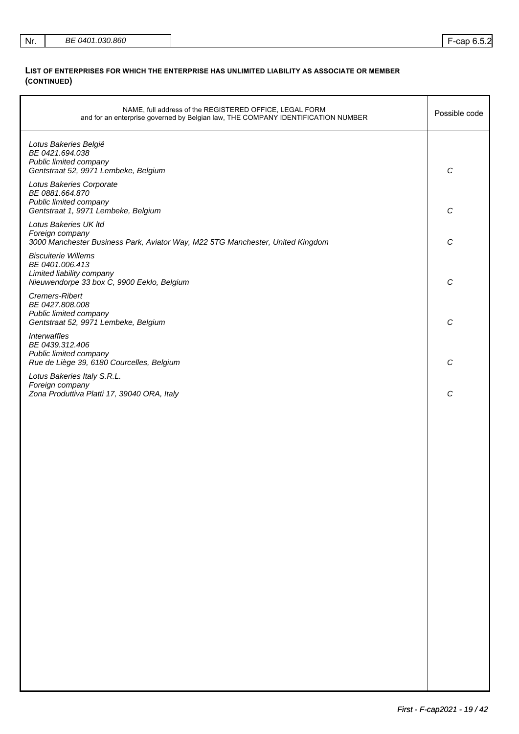| Nr. | BE 0401.030.860 | F-cap 6.5.2 |
|---|---|---|

## LIST OF ENTERPRISES FOR WHICH THE ENTERPRISE HAS UNLIMITED LIABILITY AS ASSOCIATE OR MEMBER (CONTINUED)

| NAME, full address of the REGISTERED OFFICE, LEGAL FORM and for an enterprise governed by Belgian law, THE COMPANY IDENTIFICATION NUMBER | Possible code |
|---|---|
| *Lotus Bakeries België*<br>*BE 0421.694.038*<br>*Public limited company*<br>*Gentstraat 52, 9971 Lembeke, Belgium* | *C* |
| *Lotus Bakeries Corporate*<br>*BE 0881.664.870*<br>*Public limited company*<br>*Gentstraat 1, 9971 Lembeke, Belgium* | *C* |
| *Lotus Bakeries UK ltd*<br>*Foreign company*<br>*3000 Manchester Business Park, Aviator Way, M22 5TG Manchester, United Kingdom* | *C* |
| *Biscuiterie Willems*<br>*BE 0401.006.413*<br>*Limited liability company*<br>*Nieuwendorpe 33 box C, 9900 Eeklo, Belgium* | *C* |
| *Cremers-Ribert*<br>*BE 0427.808.008*<br>*Public limited company*<br>*Gentstraat 52, 9971 Lembeke, Belgium* | *C* |
| *Interwaffles*<br>*BE 0439.312.406*<br>*Public limited company*<br>*Rue de Liège 39, 6180 Courcelles, Belgium* | *C* |
| *Lotus Bakeries Italy S.R.L.*<br>*Foreign company*<br>*Zona Produttiva Platti 17, 39040 ORA, Italy* | *C* |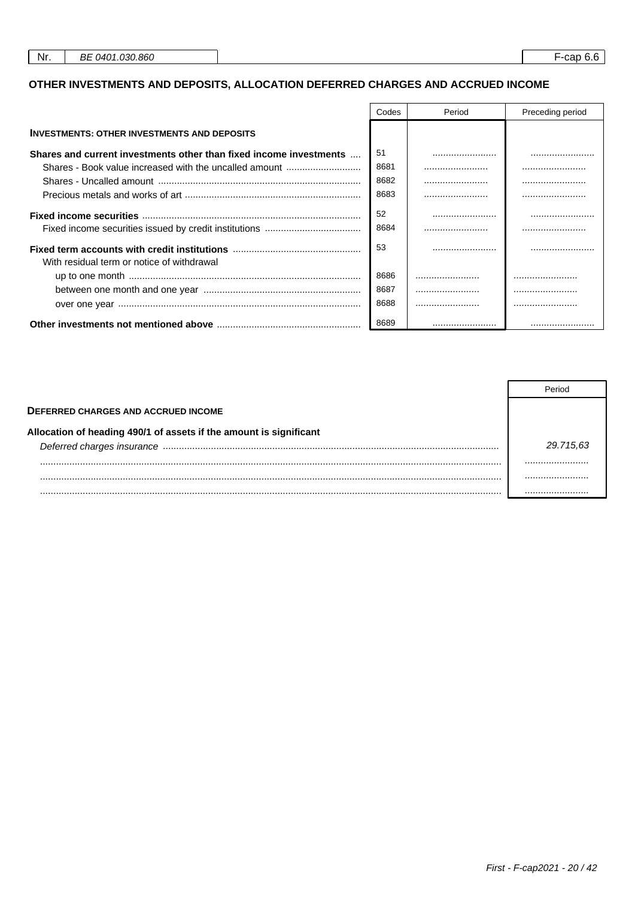| Nr. | BE 0401.030.860 | | F-cap 6.6 |
|---|---|---|---|

## OTHER INVESTMENTS AND DEPOSITS, ALLOCATION DEFERRED CHARGES AND ACCRUED INCOME

| | Codes | Period | Preceding period |
|---|---|---|---|
| **INVESTMENTS: OTHER INVESTMENTS AND DEPOSITS** | | | |
| **Shares and current investments other than fixed income investments** | 51 | ........................ | ........................ |
| Shares - Book value increased with the uncalled amount | 8681 | ........................ | ........................ |
| Shares - Uncalled amount | 8682 | ........................ | ........................ |
| Precious metals and works of art | 8683 | ........................ | ........................ |
| **Fixed income securities** | 52 | ........................ | ........................ |
| Fixed income securities issued by credit institutions | 8684 | ........................ | ........................ |
| **Fixed term accounts with credit institutions** | 53 | ........................ | ........................ |
| With residual term or notice of withdrawal | | | |
| up to one month | 8686 | ........................ | ........................ |
| between one month and one year | 8687 | ........................ | ........................ |
| over one year | 8688 | ........................ | ........................ |
| **Other investments not mentioned above** | 8689 | ........................ | ........................ |

| | Period |
|---|---|
| **DEFERRED CHARGES AND ACCRUED INCOME** | |
| **Allocation of heading 490/1 of assets if the amount is significant** | |
| *Deferred charges insurance* | *29.715,63* |
| ........................ | ........................ |
| ........................ | ........................ |
| ........................ | ........................ |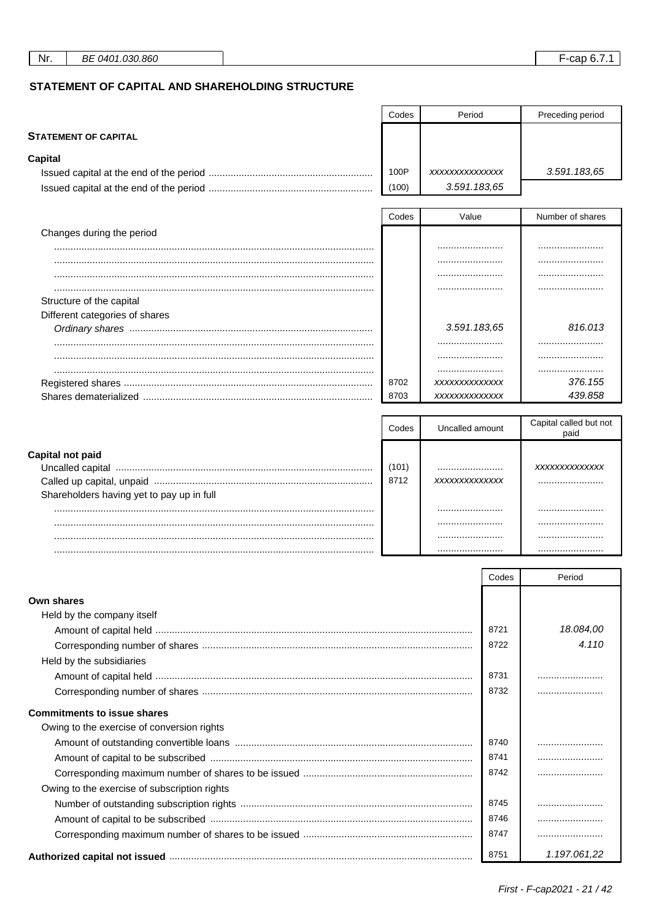| Nr. | BE 0401.030.860 | F-cap 6.7.1 |
|---|---|---|

## STATEMENT OF CAPITAL AND SHAREHOLDING STRUCTURE

| | Codes | Period | Preceding period |
|---|---|---|---|
| **STATEMENT OF CAPITAL** | | | |
| **Capital** | | | |
| Issued capital at the end of the period | 100P | *xxxxxxxxxxxxxx* | *3.591.183,65* |
| Issued capital at the end of the period | (100) | *3.591.183,65* | |

| | Codes | Value | Number of shares |
|---|---|---|---|
| Changes during the period | | | |
| ..................... | | ..................... | ..................... |
| ..................... | | ..................... | ..................... |
| ..................... | | ..................... | ..................... |
| ..................... | | ..................... | ..................... |
| Structure of the capital | | | |
| Different categories of shares | | | |
| *Ordinary shares* | | *3.591.183,65* | *816.013* |
| ..................... | | ..................... | ..................... |
| ..................... | | ..................... | ..................... |
| ..................... | | ..................... | ..................... |
| Registered shares | 8702 | *xxxxxxxxxxxxx* | *376.155* |
| Shares dematerialized | 8703 | *xxxxxxxxxxxxx* | *439.858* |

| | Codes | Uncalled amount | Capital called but not paid |
|---|---|---|---|
| **Capital not paid** | | | |
| Uncalled capital | (101) | ..................... | *xxxxxxxxxxxxx* |
| Called up capital, unpaid | 8712 | *xxxxxxxxxxxxx* | ..................... |
| Shareholders having yet to pay up in full | | | |
| ..................... | | ..................... | ..................... |
| ..................... | | ..................... | ..................... |
| ..................... | | ..................... | ..................... |
| ..................... | | ..................... | ..................... |

| | Codes | Period |
|---|---|---|
| **Own shares** | | |
| Held by the company itself | | |
| Amount of capital held | 8721 | *18.084,00* |
| Corresponding number of shares | 8722 | *4.110* |
| Held by the subsidiaries | | |
| Amount of capital held | 8731 | ..................... |
| Corresponding number of shares | 8732 | ..................... |
| **Commitments to issue shares** | | |
| Owing to the exercise of conversion rights | | |
| Amount of outstanding convertible loans | 8740 | ..................... |
| Amount of capital to be subscribed | 8741 | ..................... |
| Corresponding maximum number of shares to be issued | 8742 | ..................... |
| Owing to the exercise of subscription rights | | |
| Number of outstanding subscription rights | 8745 | ..................... |
| Amount of capital to be subscribed | 8746 | ..................... |
| Corresponding maximum number of shares to be issued | 8747 | ..................... |
| **Authorized capital not issued** | 8751 | *1.197.061,22* |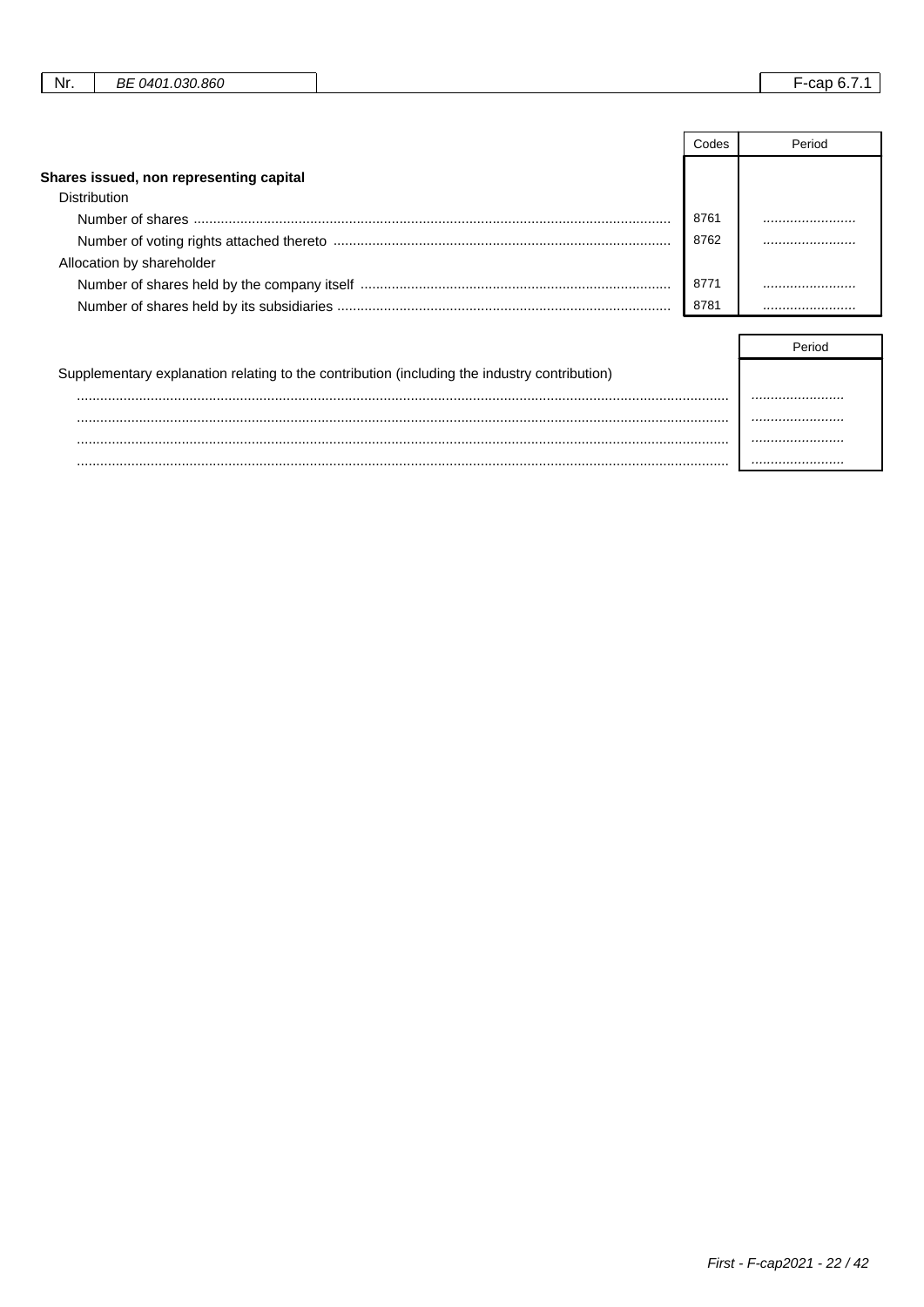| Nr. | BE 0401.030.860 | F-cap 6.7.1 |
|---|---|---|

| | Codes | Period |
|---|---|---|
| **Shares issued, non representing capital** | | |
| Distribution | | |
| Number of shares | 8761 | ........................ |
| Number of voting rights attached thereto | 8762 | ........................ |
| Allocation by shareholder | | |
| Number of shares held by the company itself | 8771 | ........................ |
| Number of shares held by its subsidiaries | 8781 | ........................ |

| | Period |
|---|---|
| Supplementary explanation relating to the contribution (including the industry contribution) | |
| ........................................................................................................................................................ | ........................ |
| ........................................................................................................................................................ | ........................ |
| ........................................................................................................................................................ | ........................ |
| ........................................................................................................................................................ | ........................ |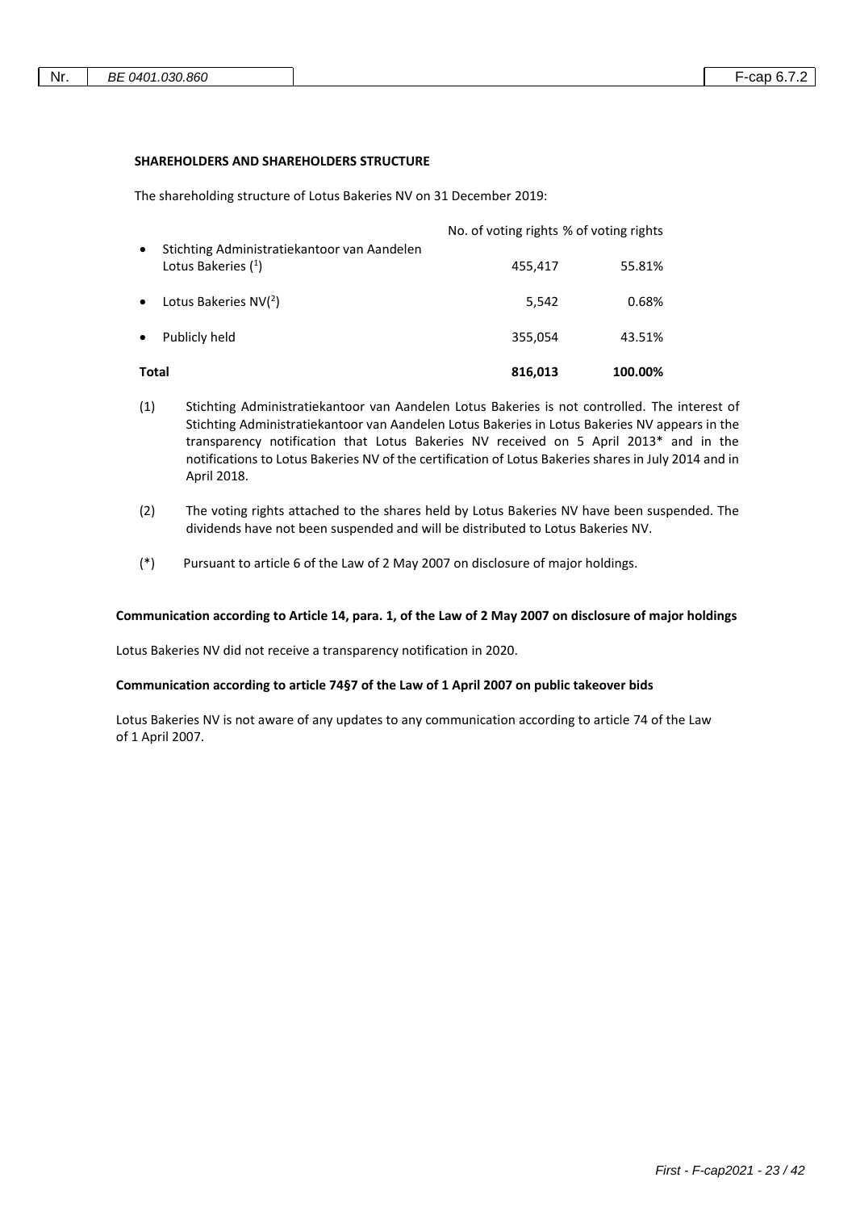**SHAREHOLDERS AND SHAREHOLDERS STRUCTURE**

The shareholding structure of Lotus Bakeries NV on 31 December 2019:

| | No. of voting rights | % of voting rights |
|---|---|---|
| • Stichting Administratiekantoor van Aandelen Lotus Bakeries (1) | 455,417 | 55.81% |
| • Lotus Bakeries NV(2) | 5,542 | 0.68% |
| • Publicly held | 355,054 | 43.51% |
| **Total** | **816,013** | **100.00%** |

(1) Stichting Administratiekantoor van Aandelen Lotus Bakeries is not controlled. The interest of Stichting Administratiekantoor van Aandelen Lotus Bakeries in Lotus Bakeries NV appears in the transparency notification that Lotus Bakeries NV received on 5 April 2013* and in the notifications to Lotus Bakeries NV of the certification of Lotus Bakeries shares in July 2014 and in April 2018.

(2) The voting rights attached to the shares held by Lotus Bakeries NV have been suspended. The dividends have not been suspended and will be distributed to Lotus Bakeries NV.

(*) Pursuant to article 6 of the Law of 2 May 2007 on disclosure of major holdings.

**Communication according to Article 14, para. 1, of the Law of 2 May 2007 on disclosure of major holdings**

Lotus Bakeries NV did not receive a transparency notification in 2020.

**Communication according to article 74§7 of the Law of 1 April 2007 on public takeover bids**

Lotus Bakeries NV is not aware of any updates to any communication according to article 74 of the Law of 1 April 2007.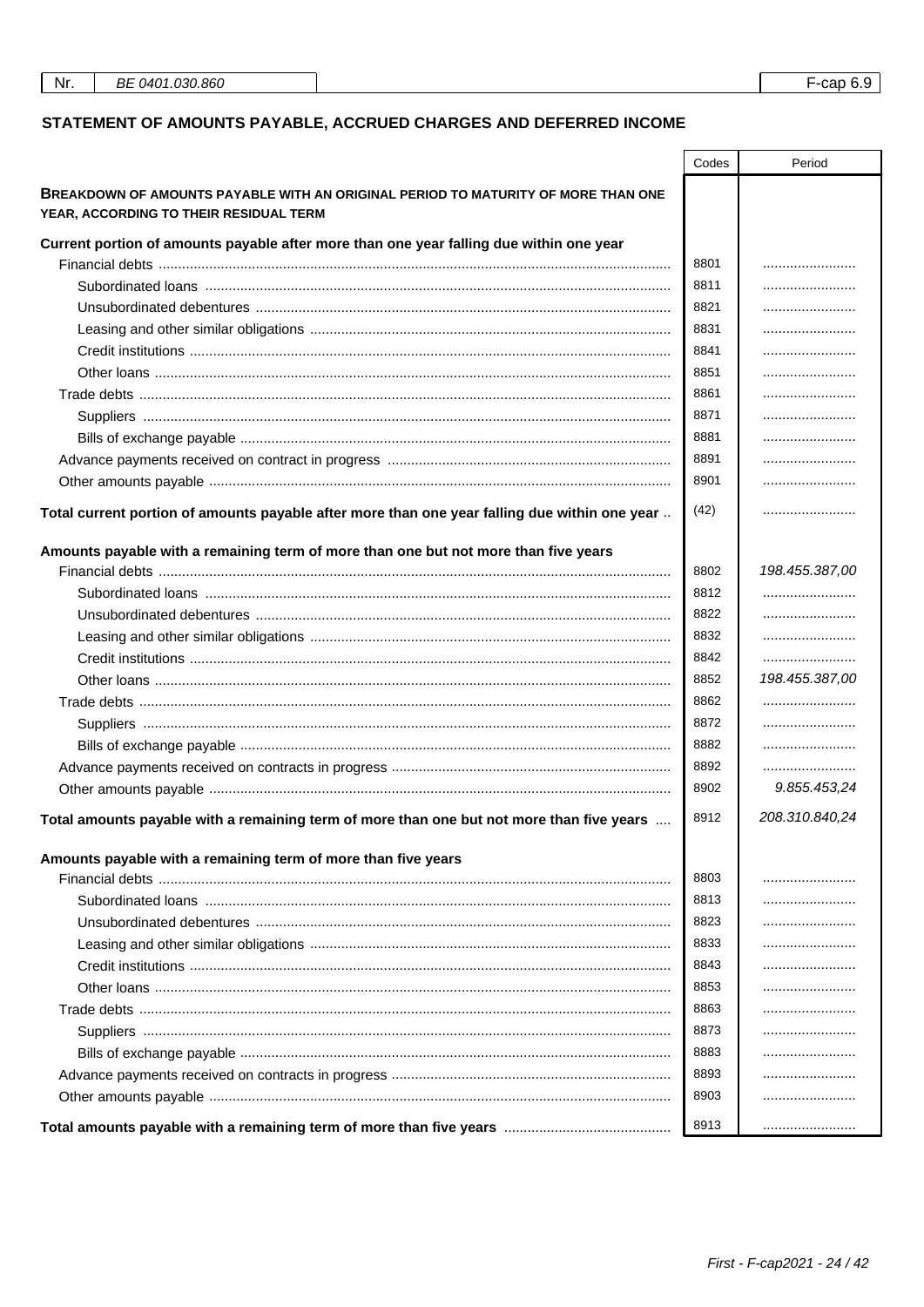| Nr. | BE 0401.030.860 | | F-cap 6.9 |
|---|---|---|---|

## STATEMENT OF AMOUNTS PAYABLE, ACCRUED CHARGES AND DEFERRED INCOME

| | Codes | Period |
|---|---|---|
| **BREAKDOWN OF AMOUNTS PAYABLE WITH AN ORIGINAL PERIOD TO MATURITY OF MORE THAN ONE YEAR, ACCORDING TO THEIR RESIDUAL TERM** | | |
| **Current portion of amounts payable after more than one year falling due within one year** | | |
| Financial debts | 8801 | ........................ |
| Subordinated loans | 8811 | ........................ |
| Unsubordinated debentures | 8821 | ........................ |
| Leasing and other similar obligations | 8831 | ........................ |
| Credit institutions | 8841 | ........................ |
| Other loans | 8851 | ........................ |
| Trade debts | 8861 | ........................ |
| Suppliers | 8871 | ........................ |
| Bills of exchange payable | 8881 | ........................ |
| Advance payments received on contract in progress | 8891 | ........................ |
| Other amounts payable | 8901 | ........................ |
| **Total current portion of amounts payable after more than one year falling due within one year** | (42) | ........................ |
| **Amounts payable with a remaining term of more than one but not more than five years** | | |
| Financial debts | 8802 | *198.455.387,00* |
| Subordinated loans | 8812 | ........................ |
| Unsubordinated debentures | 8822 | ........................ |
| Leasing and other similar obligations | 8832 | ........................ |
| Credit institutions | 8842 | ........................ |
| Other loans | 8852 | *198.455.387,00* |
| Trade debts | 8862 | ........................ |
| Suppliers | 8872 | ........................ |
| Bills of exchange payable | 8882 | ........................ |
| Advance payments received on contracts in progress | 8892 | ........................ |
| Other amounts payable | 8902 | *9.855.453,24* |
| **Total amounts payable with a remaining term of more than one but not more than five years** | 8912 | *208.310.840,24* |
| **Amounts payable with a remaining term of more than five years** | | |
| Financial debts | 8803 | ........................ |
| Subordinated loans | 8813 | ........................ |
| Unsubordinated debentures | 8823 | ........................ |
| Leasing and other similar obligations | 8833 | ........................ |
| Credit institutions | 8843 | ........................ |
| Other loans | 8853 | ........................ |
| Trade debts | 8863 | ........................ |
| Suppliers | 8873 | ........................ |
| Bills of exchange payable | 8883 | ........................ |
| Advance payments received on contracts in progress | 8893 | ........................ |
| Other amounts payable | 8903 | ........................ |
| **Total amounts payable with a remaining term of more than five years** | 8913 | ........................ |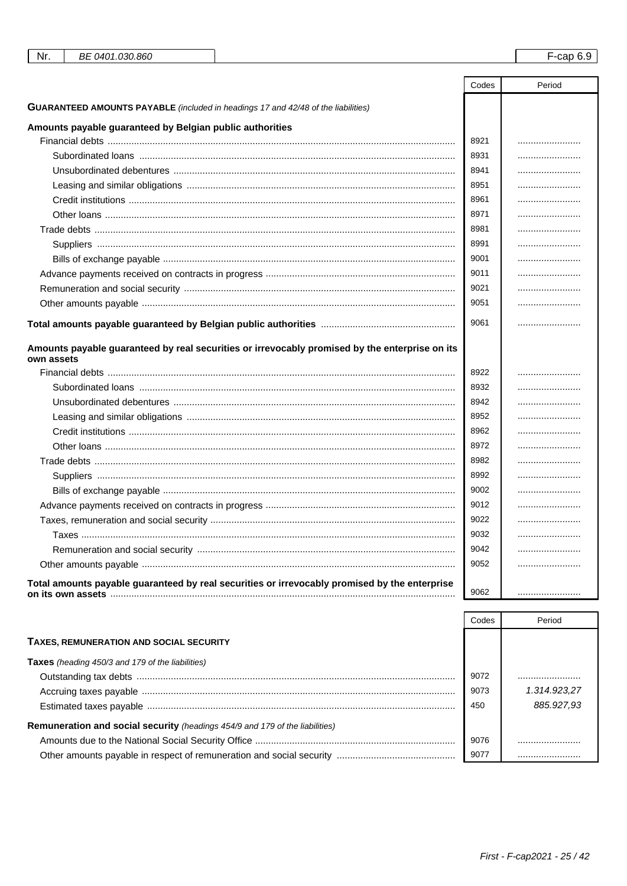| Nr. | BE 0401.030.860 | F-cap 6.9 |
|---|---|---|

| | Codes | Period |
|---|---|---|
| **GUARANTEED AMOUNTS PAYABLE** *(included in headings 17 and 42/48 of the liabilities)* | | |
| **Amounts payable guaranteed by Belgian public authorities** | | |
| Financial debts | 8921 | ........................ |
| Subordinated loans | 8931 | ........................ |
| Unsubordinated debentures | 8941 | ........................ |
| Leasing and similar obligations | 8951 | ........................ |
| Credit institutions | 8961 | ........................ |
| Other loans | 8971 | ........................ |
| Trade debts | 8981 | ........................ |
| Suppliers | 8991 | ........................ |
| Bills of exchange payable | 9001 | ........................ |
| Advance payments received on contracts in progress | 9011 | ........................ |
| Remuneration and social security | 9021 | ........................ |
| Other amounts payable | 9051 | ........................ |
| **Total amounts payable guaranteed by Belgian public authorities** | 9061 | ........................ |
| **Amounts payable guaranteed by real securities or irrevocably promised by the enterprise on its own assets** | | |
| Financial debts | 8922 | ........................ |
| Subordinated loans | 8932 | ........................ |
| Unsubordinated debentures | 8942 | ........................ |
| Leasing and similar obligations | 8952 | ........................ |
| Credit institutions | 8962 | ........................ |
| Other loans | 8972 | ........................ |
| Trade debts | 8982 | ........................ |
| Suppliers | 8992 | ........................ |
| Bills of exchange payable | 9002 | ........................ |
| Advance payments received on contracts in progress | 9012 | ........................ |
| Taxes, remuneration and social security | 9022 | ........................ |
| Taxes | 9032 | ........................ |
| Remuneration and social security | 9042 | ........................ |
| Other amounts payable | 9052 | ........................ |
| **Total amounts payable guaranteed by real securities or irrevocably promised by the enterprise on its own assets** | 9062 | ........................ |

| | Codes | Period |
|---|---|---|
| **TAXES, REMUNERATION AND SOCIAL SECURITY** | | |
| **Taxes** *(heading 450/3 and 179 of the liabilities)* | | |
| Outstanding tax debts | 9072 | ........................ |
| Accruing taxes payable | 9073 | *1.314.923,27* |
| Estimated taxes payable | 450 | *885.927,93* |
| **Remuneration and social security** *(headings 454/9 and 179 of the liabilities)* | | |
| Amounts due to the National Social Security Office | 9076 | ........................ |
| Other amounts payable in respect of remuneration and social security | 9077 | ........................ |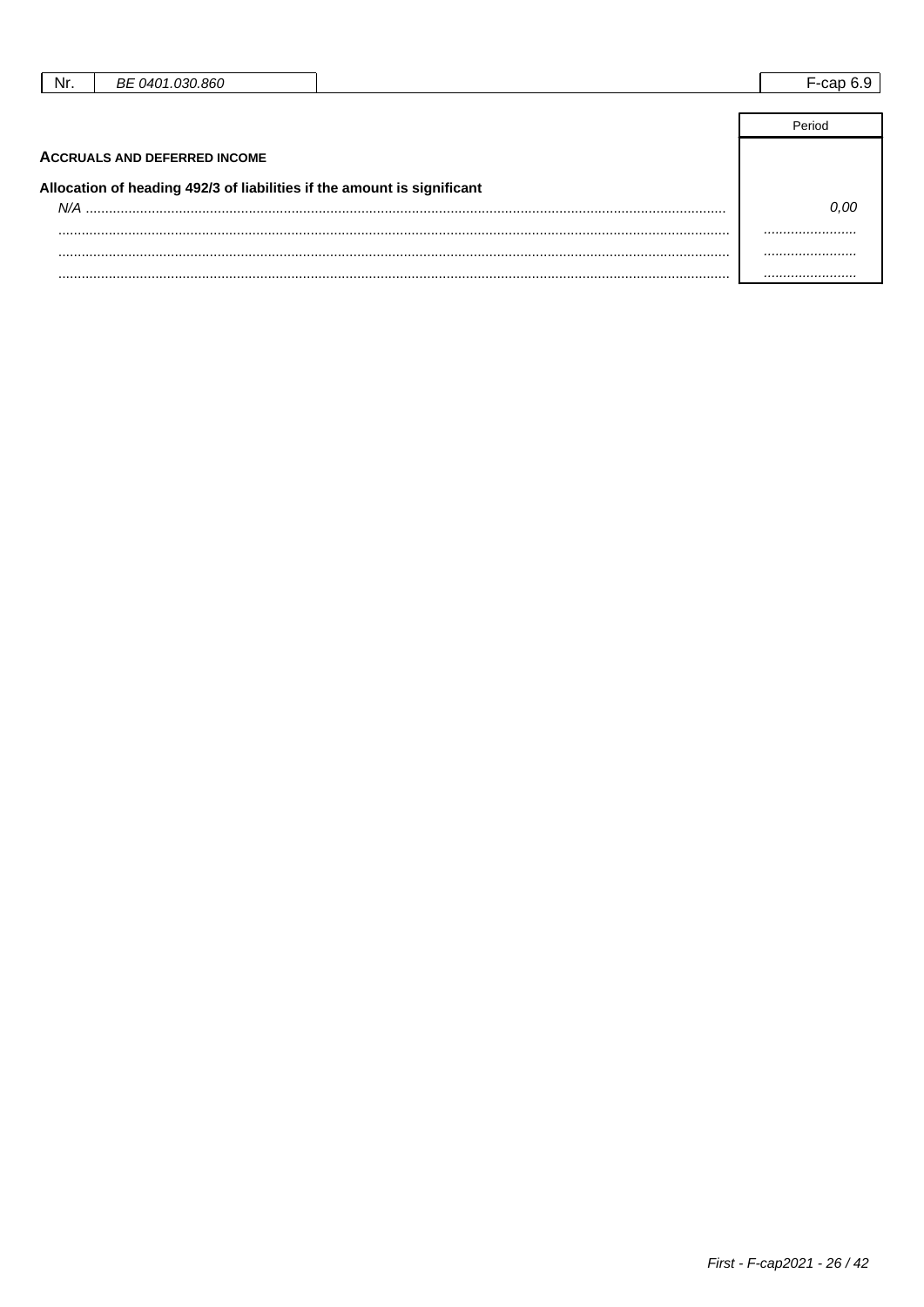| Nr. | BE 0401.030.860 | F-cap 6.9 |
|---|---|---|

## ACCRUALS AND DEFERRED INCOME

| | Period |
|---|---|
| **Allocation of heading 492/3 of liabilities if the amount is significant** | |
| *N/A* | *0,00* |
| | |
| | |
| | |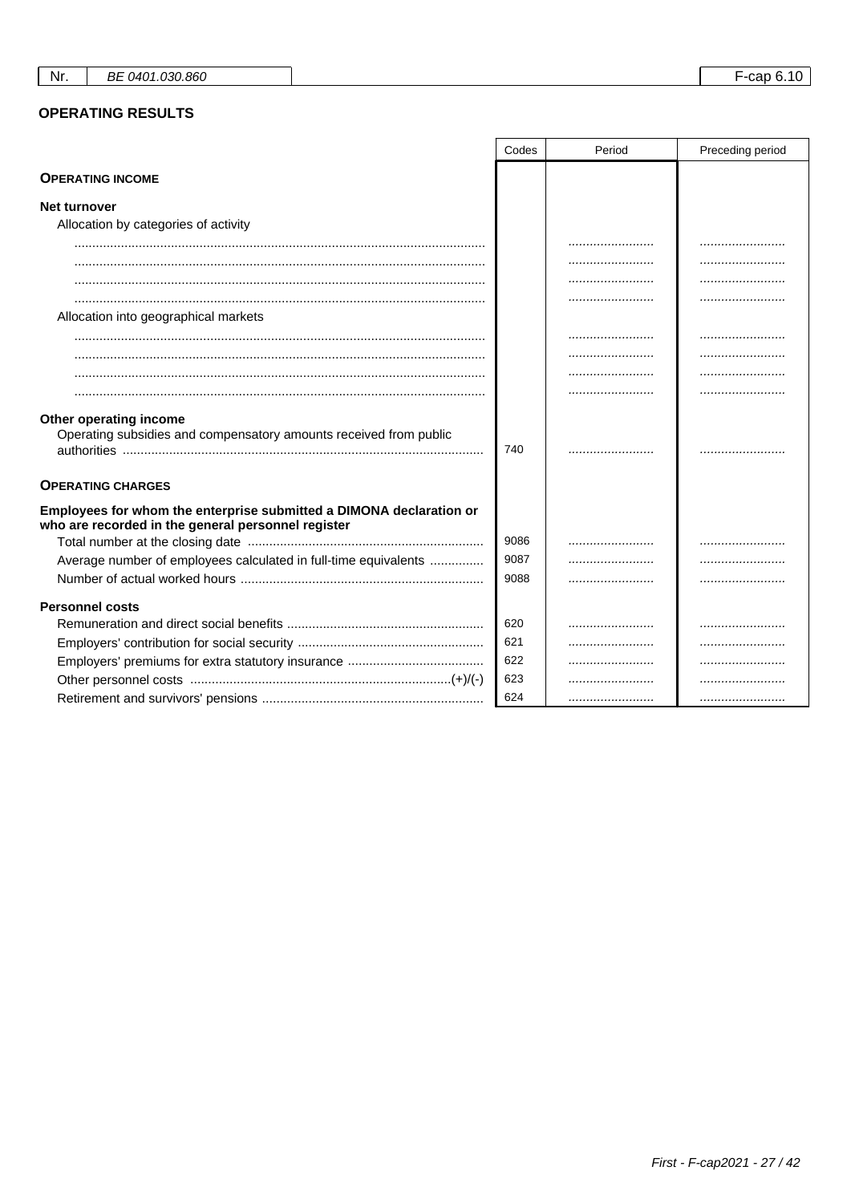| Nr. | BE 0401.030.860 | | F-cap 6.10 |
|---|---|---|---|

## OPERATING RESULTS

| | Codes | Period | Preceding period |
|---|---|---|---|
| **OPERATING INCOME** | | | |
| **Net turnover** | | | |
| Allocation by categories of activity | | | |
| .................................................................................................................. | | ........................ | ........................ |
| .................................................................................................................. | | ........................ | ........................ |
| .................................................................................................................. | | ........................ | ........................ |
| .................................................................................................................. | | ........................ | ........................ |
| Allocation into geographical markets | | | |
| .................................................................................................................. | | ........................ | ........................ |
| .................................................................................................................. | | ........................ | ........................ |
| .................................................................................................................. | | ........................ | ........................ |
| .................................................................................................................. | | ........................ | ........................ |
| **Other operating income** | | | |
| Operating subsidies and compensatory amounts received from public authorities | 740 | ........................ | ........................ |
| **OPERATING CHARGES** | | | |
| **Employees for whom the enterprise submitted a DIMONA declaration or who are recorded in the general personnel register** | | | |
| Total number at the closing date | 9086 | ........................ | ........................ |
| Average number of employees calculated in full-time equivalents | 9087 | ........................ | ........................ |
| Number of actual worked hours | 9088 | ........................ | ........................ |
| **Personnel costs** | | | |
| Remuneration and direct social benefits | 620 | ........................ | ........................ |
| Employers' contribution for social security | 621 | ........................ | ........................ |
| Employers' premiums for extra statutory insurance | 622 | ........................ | ........................ |
| Other personnel costs (+)/(-) | 623 | ........................ | ........................ |
| Retirement and survivors' pensions | 624 | ........................ | ........................ |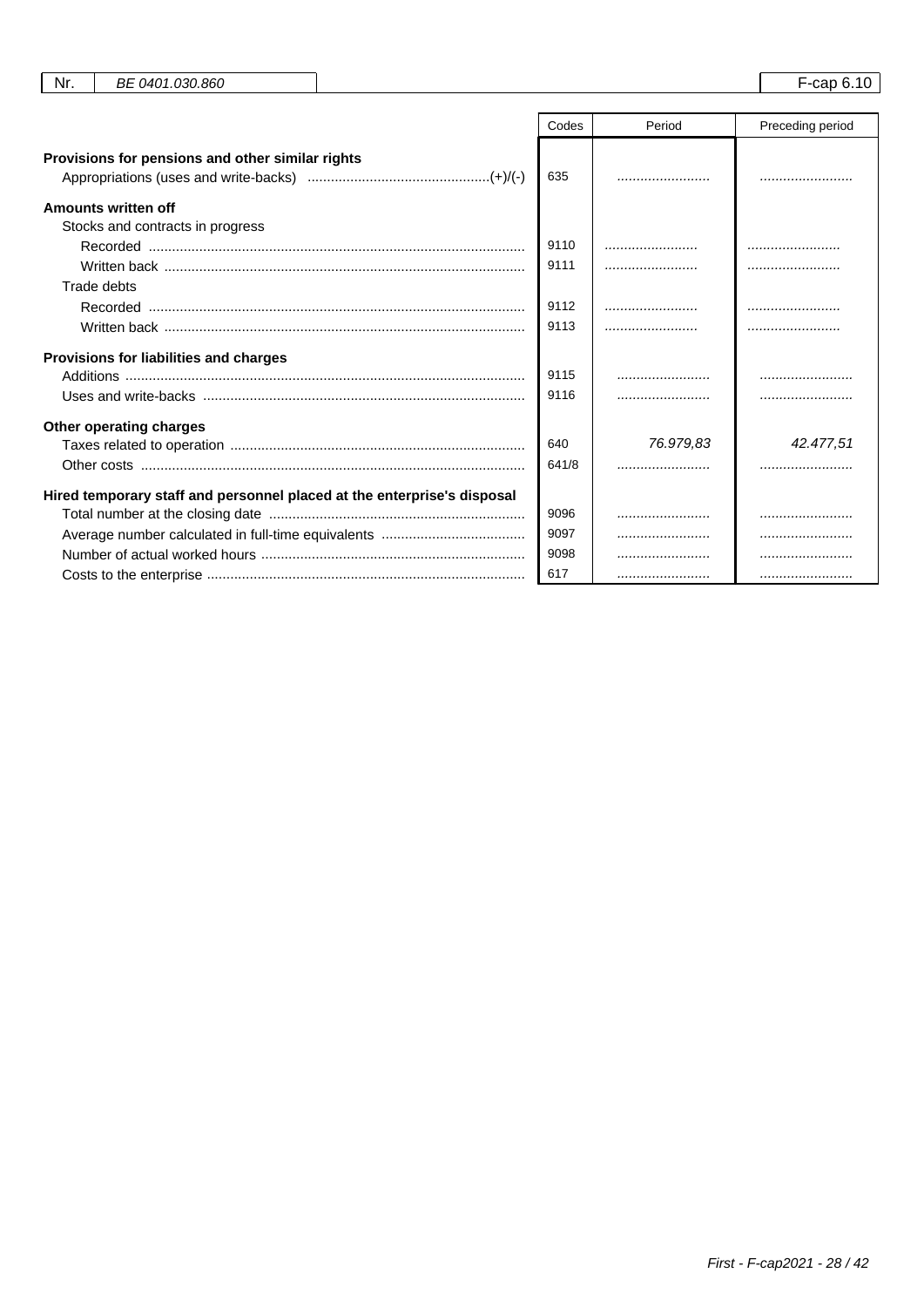| | Codes | Period | Preceding period |
|---|---|---|---|
| **Provisions for pensions and other similar rights** | | | |
| Appropriations (uses and write-backks) ..........(+)/(-) | 635 | ........................ | ........................ |
| **Amounts written off** | | | |
| Stocks and contracts in progress | | | |
| Recorded | 9110 | ........................ | ........................ |
| Written back | 9111 | ........................ | ........................ |
| Trade debts | | | |
| Recorded | 9112 | ........................ | ........................ |
| Written back | 9113 | ........................ | ........................ |
| **Provisions for liabilities and charges** | | | |
| Additions | 9115 | ........................ | ........................ |
| Uses and write-backs | 9116 | ........................ | ........................ |
| **Other operating charges** | | | |
| Taxes related to operation | 640 | *76.979,83* | *42.477,51* |
| Other costs | 641/8 | ........................ | ........................ |
| **Hired temporary staff and personnel placed at the enterprise's disposal** | | | |
| Total number at the closing date | 9096 | ........................ | ........................ |
| Average number calculated in full-time equivalents | 9097 | ........................ | ........................ |
| Number of actual worked hours | 9098 | ........................ | ........................ |
| Costs to the enterprise | 617 | ........................ | ........................ |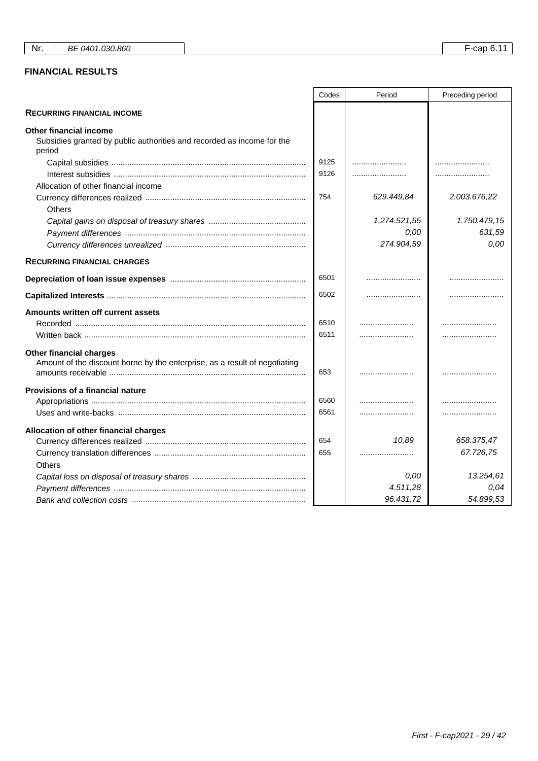| Nr. | BE 0401.030.860 | | F-cap 6.11 |
|---|---|---|---|

## FINANCIAL RESULTS

| | Codes | Period | Preceding period |
|---|---|---|---|
| **RECURRING FINANCIAL INCOME** | | | |
| **Other financial income** | | | |
| Subsidies granted by public authorities and recorded as income for the period | | | |
| Capital subsidies | 9125 | ........................ | ........................ |
| Interest subsidies | 9126 | ........................ | ........................ |
| Allocation of other financial income | | | |
| Currency differences realized | 754 | *629.449,84* | *2.003.676,22* |
| Others | | | |
| *Capital gains on disposal of treasury shares* | | *1.274.521,55* | *1.750.479,15* |
| *Payment differences* | | *0,00* | *631,59* |
| *Currency differences unrealized* | | *274.904,59* | *0,00* |
| **RECURRING FINANCIAL CHARGES** | | | |
| **Depreciation of loan issue expenses** | 6501 | ........................ | ........................ |
| **Capitalized Interests** | 6502 | ........................ | ........................ |
| **Amounts written off current assets** | | | |
| Recorded | 6510 | ........................ | ........................ |
| Written back | 6511 | ........................ | ........................ |
| **Other financial charges** | | | |
| Amount of the discount borne by the enterprise, as a result of negotiating amounts receivable | 653 | ........................ | ........................ |
| **Provisions of a financial nature** | | | |
| Appropriations | 6560 | ........................ | ........................ |
| Uses and write-backs | 6561 | ........................ | ........................ |
| **Allocation of other financial charges** | | | |
| Currency differences realized | 654 | *10,89* | *658.375,47* |
| Currency translation differences | 655 | ........................ | *67.726,75* |
| Others | | | |
| *Capital loss on disposal of treasury shares* | | *0,00* | *13.254,61* |
| *Payment differences* | | *4.511,28* | *0,04* |
| *Bank and collection costs* | | *96.431,72* | *54.899,53* |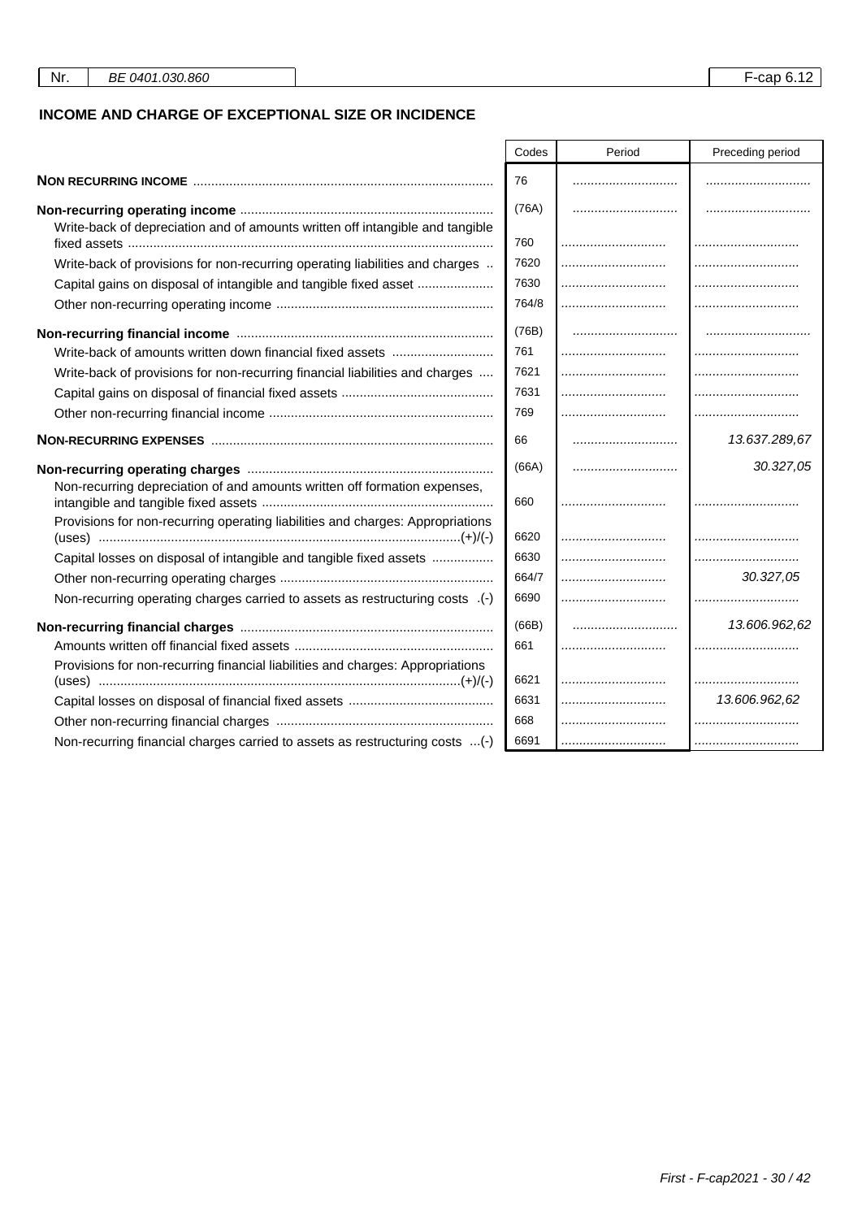## INCOME AND CHARGE OF EXCEPTIONAL SIZE OR INCIDENCE

| | Codes | Period | Preceding period |
|---|---|---|---|
| **NON RECURRING INCOME** | 76 | | |
| **Non-recurring operating income** | (76A) | | |
| Write-back of depreciation and of amounts written off intangible and tangible fixed assets | 760 | | |
| Write-back of provisions for non-recurring operating liabilities and charges | 7620 | | |
| Capital gains on disposal of intangible and tangible fixed asset | 7630 | | |
| Other non-recurring operating income | 764/8 | | |
| **Non-recurring financial income** | (76B) | | |
| Write-back of amounts written down financial fixed assets | 761 | | |
| Write-back of provisions for non-recurring financial liabilities and charges | 7621 | | |
| Capital gains on disposal of financial fixed assets | 7631 | | |
| Other non-recurring financial income | 769 | | |
| **NON-RECURRING EXPENSES** | 66 | | *13.637.289,67* |
| **Non-recurring operating charges** | (66A) | | *30.327,05* |
| Non-recurring depreciation of and amounts written off formation expenses, intangible and tangible fixed assets | 660 | | |
| Provisions for non-recurring operating liabilities and charges: Appropriations (uses) (+)/(-) | 6620 | | |
| Capital losses on disposal of intangible and tangible fixed assets | 6630 | | |
| Other non-recurring operating charges | 664/7 | | *30.327,05* |
| Non-recurring operating charges carried to assets as restructuring costs (-) | 6690 | | |
| **Non-recurring financial charges** | (66B) | | *13.606.962,62* |
| Amounts written off financial fixed assets | 661 | | |
| Provisions for non-recurring financial liabilities and charges: Appropriations (uses) (+)/(-) | 6621 | | |
| Capital losses on disposal of financial fixed assets | 6631 | | *13.606.962,62* |
| Other non-recurring financial charges | 668 | | |
| Non-recurring financial charges carried to assets as restructuring costs (-) | 6691 | | |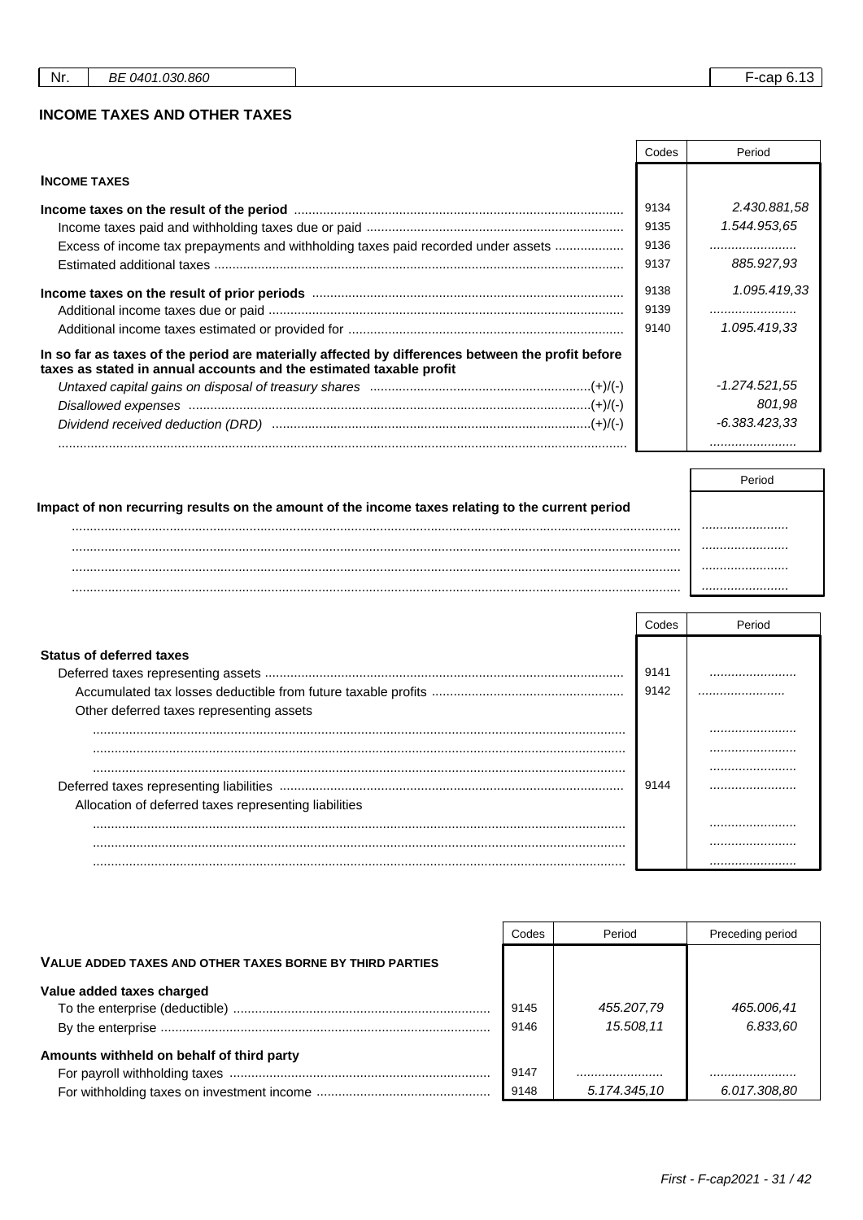| Nr. | BE 0401.030.860 | F-cap 6.13 |
|---|---|---|

## INCOME TAXES AND OTHER TAXES

| | Codes | Period |
|---|---|---|
| **INCOME TAXES** | | |
| **Income taxes on the result of the period** | 9134 | 2.430.881,58 |
| Income taxes paid and withholding taxes due or paid | 9135 | 1.544.953,65 |
| Excess of income tax prepayments and withholding taxes paid recorded under assets | 9136 | ........................ |
| Estimated additional taxes | 9137 | 885.927,93 |
| **Income taxes on the result of prior periods** | 9138 | 1.095.419,33 |
| Additional income taxes due or paid | 9139 | ........................ |
| Additional income taxes estimated or provided for | 9140 | 1.095.419,33 |
| **In so far as taxes of the period are materially affected by differences between the profit before taxes as stated in annual accounts and the estimated taxable profit** | | |
| *Untaxed capital gains on disposal of treasury shares* (+)/(-) | | -1.274.521,55 |
| *Disallowed expenses* (+)/(-) | | 801,98 |
| *Dividend received deduction (DRD)* (+)/(-) | | -6.383.423,33 |
| ........................ | | ........................ |

| | Period |
|---|---|
| **Impact of non recurring results on the amount of the income taxes relating to the current period** | |
| ........................ | ........................ |
| ........................ | ........................ |
| ........................ | ........................ |
| ........................ | ........................ |

| | Codes | Period |
|---|---|---|
| **Status of deferred taxes** | | |
| Deferred taxes representing assets | 9141 | ........................ |
| Accumulated tax losses deductible from future taxable profits | 9142 | ........................ |
| Other deferred taxes representing assets | | |
| ........................ | | ........................ |
| ........................ | | ........................ |
| ........................ | | ........................ |
| Deferred taxes representing liabilities | 9144 | ........................ |
| Allocation of deferred taxes representing liabilities | | |
| ........................ | | ........................ |
| ........................ | | ........................ |
| ........................ | | ........................ |

| | Codes | Period | Preceding period |
|---|---|---|---|
| **VALUE ADDED TAXES AND OTHER TAXES BORNE BY THIRD PARTIES** | | | |
| **Value added taxes charged** | | | |
| To the enterprise (deductible) | 9145 | 455.207,79 | 465.006,41 |
| By the enterprise | 9146 | 15.508,11 | 6.833,60 |
| **Amounts withheld on behalf of third party** | | | |
| For payroll withholding taxes | 9147 | ........................ | ........................ |
| For withholding taxes on investment income | 9148 | 5.174.345,10 | 6.017.308,80 |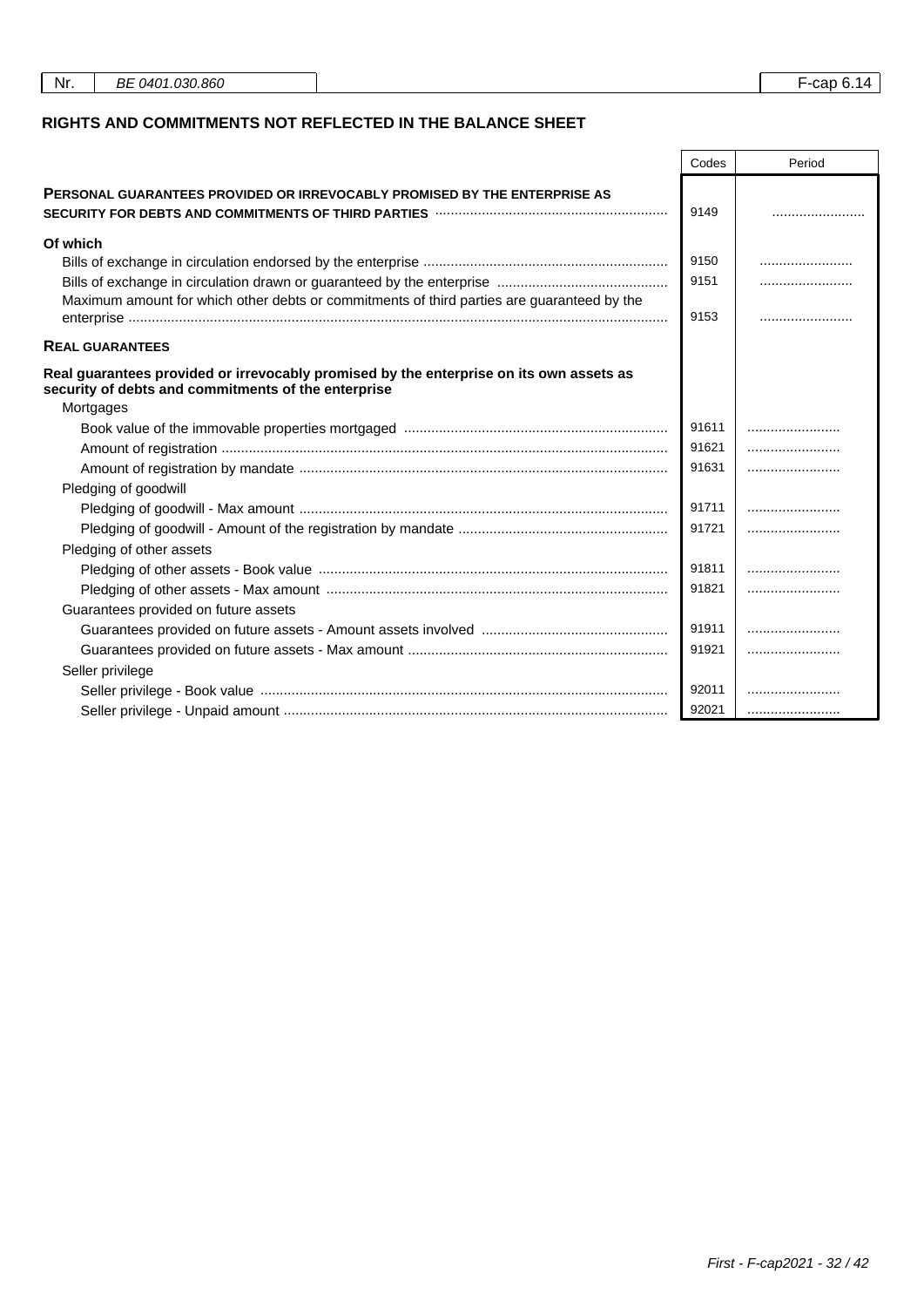| Nr. | BE 0401.030.860 | F-cap 6.14 |
|---|---|---|

## RIGHTS AND COMMITMENTS NOT REFLECTED IN THE BALANCE SHEET

| | Codes | Period |
|---|---|---|
| **PERSONAL GUARANTEES PROVIDED OR IRREVOCABLY PROMISED BY THE ENTERPRISE AS SECURITY FOR DEBTS AND COMMITMENTS OF THIRD PARTIES** | 9149 | ........................ |
| **Of which** | | |
| Bills of exchange in circulation endorsed by the enterprise | 9150 | ........................ |
| Bills of exchange in circulation drawn or guaranteed by the enterprise | 9151 | ........................ |
| Maximum amount for which other debts or commitments of third parties are guaranteed by the enterprise | 9153 | ........................ |
| **REAL GUARANTEES** | | |
| **Real guarantees provided or irrevocably promised by the enterprise on its own assets as security of debts and commitments of the enterprise** | | |
| Mortgages | | |
| Book value of the immovable properties mortgaged | 91611 | ........................ |
| Amount of registration | 91621 | ........................ |
| Amount of registration by mandate | 91631 | ........................ |
| Pledging of goodwill | | |
| Pledging of goodwill - Max amount | 91711 | ........................ |
| Pledging of goodwill - Amount of the registration by mandate | 91721 | ........................ |
| Pledging of other assets | | |
| Pledging of other assets - Book value | 91811 | ........................ |
| Pledging of other assets - Max amount | 91821 | ........................ |
| Guarantees provided on future assets | | |
| Guarantees provided on future assets - Amount assets involved | 91911 | ........................ |
| Guarantees provided on future assets - Max amount | 91921 | ........................ |
| Seller privilege | | |
| Seller privilege - Book value | 92011 | ........................ |
| Seller privilege - Unpaid amount | 92021 | ........................ |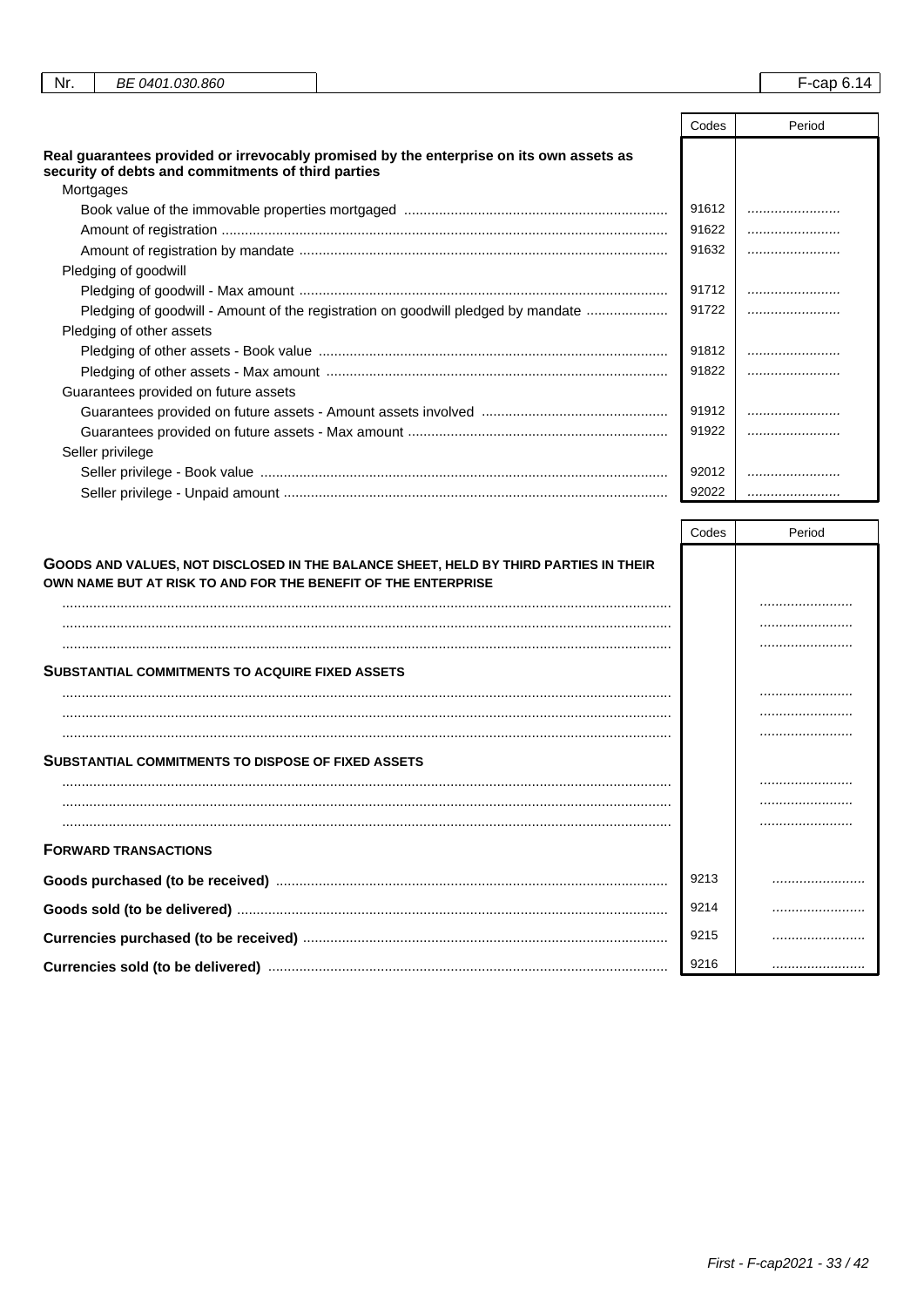| Nr. | BE 0401.030.860 | | F-cap 6.14 |
|---|---|---|---|

| | Codes | Period |
|---|---|---|
| **Real guarantees provided or irrevocably promised by the enterprise on its own assets as security of debts and commitments of third parties** | | |
| Mortgages | | |
| Book value of the immovable properties mortgaged | 91612 | ........................ |
| Amount of registration | 91622 | ........................ |
| Amount of registration by mandate | 91632 | ........................ |
| Pledging of goodwill | | |
| Pledging of goodwill - Max amount | 91712 | ........................ |
| Pledging of goodwill - Amount of the registration on goodwill pledged by mandate | 91722 | ........................ |
| Pledging of other assets | | |
| Pledging of other assets - Book value | 91812 | ........................ |
| Pledging of other assets - Max amount | 91822 | ........................ |
| Guarantees provided on future assets | | |
| Guarantees provided on future assets - Amount assets involved | 91912 | ........................ |
| Guarantees provided on future assets - Max amount | 91922 | ........................ |
| Seller privilege | | |
| Seller privilege - Book value | 92012 | ........................ |
| Seller privilege - Unpaid amount | 92022 | ........................ |

| | Codes | Period |
|---|---|---|
| **GOODS AND VALUES, NOT DISCLOSED IN THE BALANCE SHEET, HELD BY THIRD PARTIES IN THEIR OWN NAME BUT AT RISK TO AND FOR THE BENEFIT OF THE ENTERPRISE** | | |
| ........................ | | ........................ |
| ........................ | | ........................ |
| ........................ | | ........................ |
| **SUBSTANTIAL COMMITMENTS TO ACQUIRE FIXED ASSETS** | | |
| ........................ | | ........................ |
| ........................ | | ........................ |
| ........................ | | ........................ |
| **SUBSTANTIAL COMMITMENTS TO DISPOSE OF FIXED ASSETS** | | |
| ........................ | | ........................ |
| ........................ | | ........................ |
| ........................ | | ........................ |
| **FORWARD TRANSACTIONS** | | |
| **Goods purchased (to be received)** | 9213 | ........................ |
| **Goods sold (to be delivered)** | 9214 | ........................ |
| **Currencies purchased (to be received)** | 9215 | ........................ |
| **Currencies sold (to be delivered)** | 9216 | ........................ |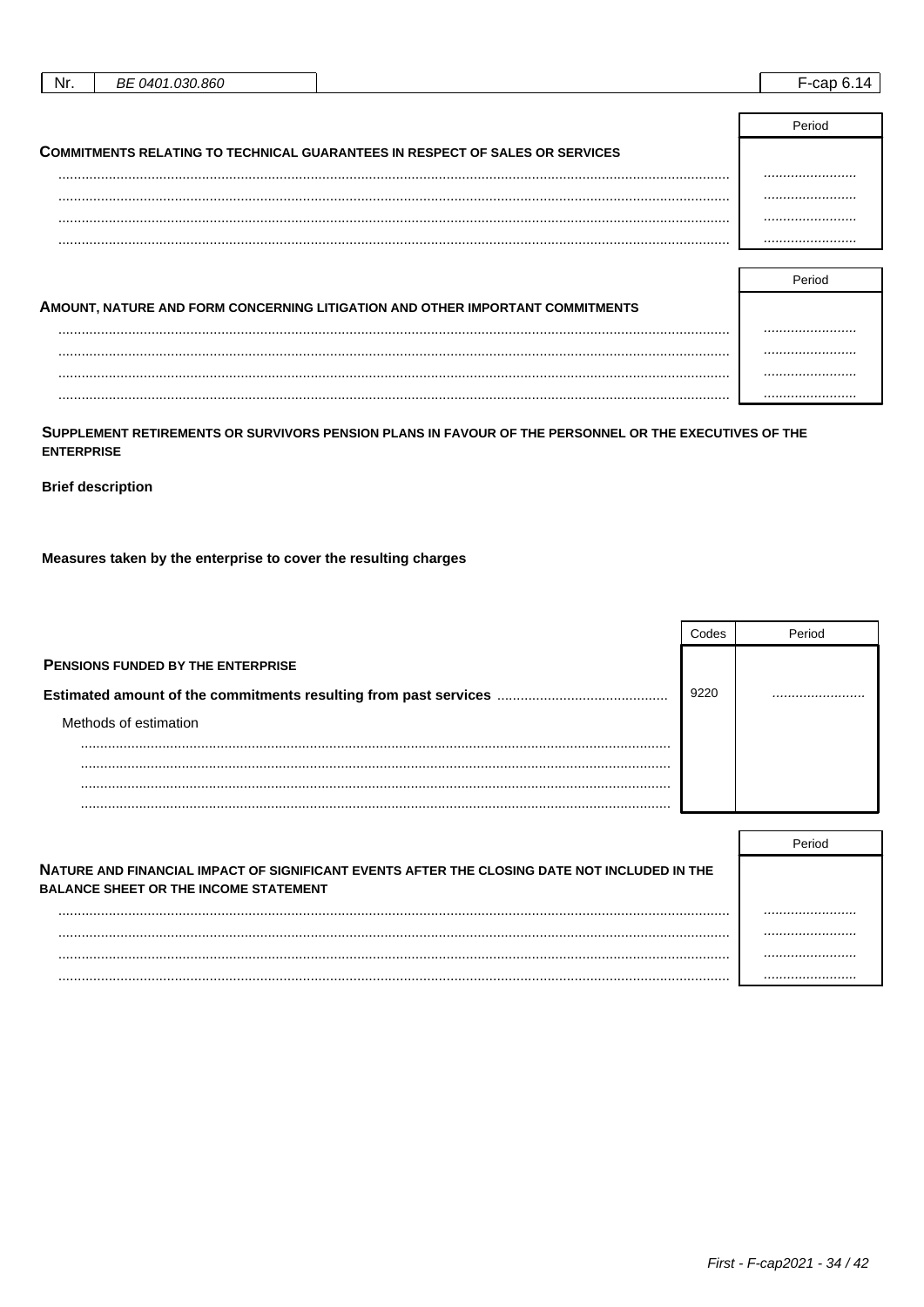| Nr. | BE 0401.030.860 | F-cap 6.14 |
|---|---|---|

| COMMITMENTS RELATING TO TECHNICAL GUARANTEES IN RESPECT OF SALES OR SERVICES | Period |
|---|---|
| ........................................ | ........................ |
| ........................................ | ........................ |
| ........................................ | ........................ |
| ........................................ | ........................ |

| AMOUNT, NATURE AND FORM CONCERNING LITIGATION AND OTHER IMPORTANT COMMITMENTS | Period |
|---|---|
| ........................................ | ........................ |
| ........................................ | ........................ |
| ........................................ | ........................ |
| ........................................ | ........................ |

**SUPPLEMENT RETIREMENTS OR SURVIVORS PENSION PLANS IN FAVOUR OF THE PERSONNEL OR THE EXECUTIVES OF THE ENTERPRISE**

**Brief description**

**Measures taken by the enterprise to cover the resulting charges**

| | Codes | Period |
|---|---|---|
| **PENSIONS FUNDED BY THE ENTERPRISE** | | |
| **Estimated amount of the commitments resulting from past services** | 9220 | ........................ |
| Methods of estimation | | |
| ........................................ | | |
| ........................................ | | |
| ........................................ | | |
| ........................................ | | |

| NATURE AND FINANCIAL IMPACT OF SIGNIFICANT EVENTS AFTER THE CLOSING DATE NOT INCLUDED IN THE BALANCE SHEET OR THE INCOME STATEMENT | Period |
|---|---|
| ........................................ | ........................ |
| ........................................ | ........................ |
| ........................................ | ........................ |
| ........................................ | ........................ |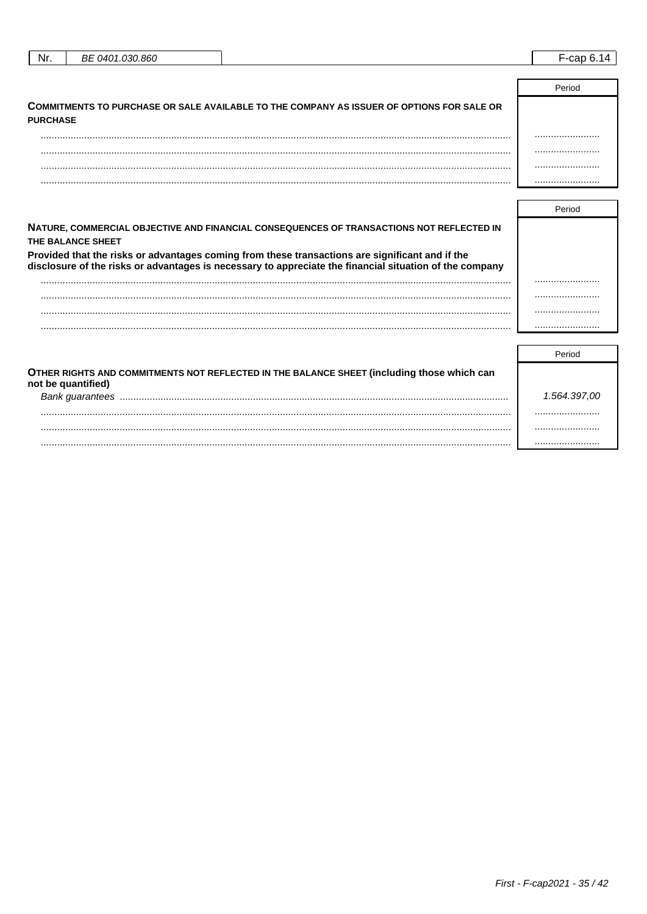| Nr. | BE 0401.030.860 | F-cap 6.14 |
|---|---|---|

| | Period |
|---|---|
| **COMMITMENTS TO PURCHASE OR SALE AVAILABLE TO THE COMPANY AS ISSUER OF OPTIONS FOR SALE OR PURCHASE** | |
| ........................ | ........................ |
| ........................ | ........................ |
| ........................ | ........................ |
| ........................ | ........................ |

| | Period |
|---|---|
| **NATURE, COMMERCIAL OBJECTIVE AND FINANCIAL CONSEQUENCES OF TRANSACTIONS NOT REFLECTED IN THE BALANCE SHEET** <br> **Provided that the risks or advantages coming from these transactions are significant and if the disclosure of the risks or advantages is necessary to appreciate the financial situation of the company** | |
| ........................ | ........................ |
| ........................ | ........................ |
| ........................ | ........................ |
| ........................ | ........................ |

| | Period |
|---|---|
| **OTHER RIGHTS AND COMMITMENTS NOT REFLECTED IN THE BALANCE SHEET (including those which can not be quantified)** | |
| *Bank guarantees* | *1.564.397,00* |
| ........................ | ........................ |
| ........................ | ........................ |
| ........................ | ........................ |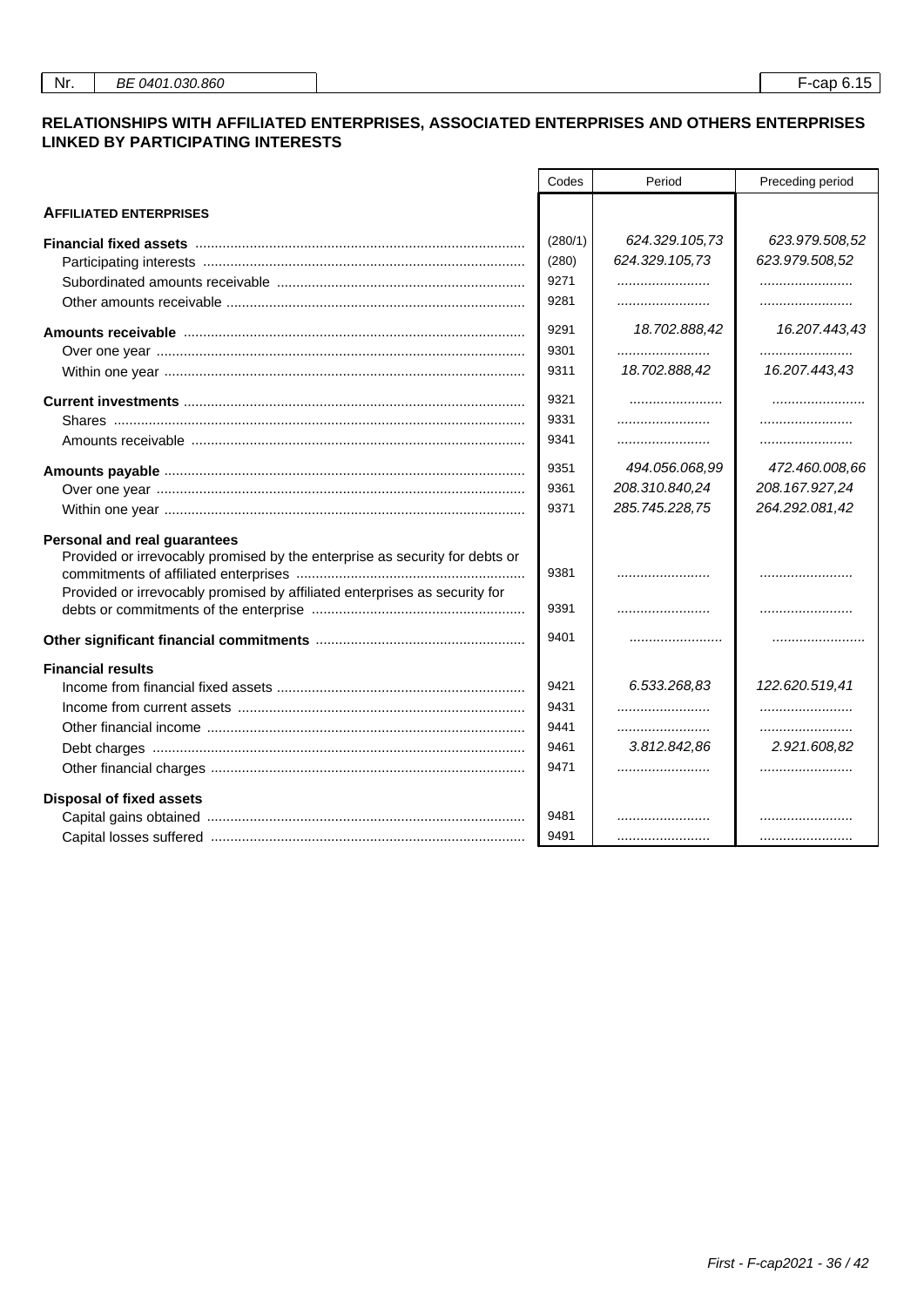| Nr. | BE 0401.030.860 | | F-cap 6.15 |
|---|---|---|---|

## RELATIONSHIPS WITH AFFILIATED ENTERPRISES, ASSOCIATED ENTERPRISES AND OTHERS ENTERPRISES LINKED BY PARTICIPATING INTERESTS

| | Codes | Period | Preceding period |
|---|---|---|---|
| **AFFILIATED ENTERPRISES** | | | |
| **Financial fixed assets** | (280/1) | 624.329.105,73 | 623.979.508,52 |
| Participating interests | (280) | 624.329.105,73 | 623.979.508,52 |
| Subordinated amounts receivable | 9271 | ........................ | ........................ |
| Other amounts receivable | 9281 | ........................ | ........................ |
| **Amounts receivable** | 9291 | 18.702.888,42 | 16.207.443,43 |
| Over one year | 9301 | ........................ | ........................ |
| Within one year | 9311 | 18.702.888,42 | 16.207.443,43 |
| **Current investments** | 9321 | ........................ | ........................ |
| Shares | 9331 | ........................ | ........................ |
| Amounts receivable | 9341 | ........................ | ........................ |
| **Amounts payable** | 9351 | 494.056.068,99 | 472.460.008,66 |
| Over one year | 9361 | 208.310.840,24 | 208.167.927,24 |
| Within one year | 9371 | 285.745.228,75 | 264.292.081,42 |
| **Personal and real guarantees** | | | |
| Provided or irrevocably promised by the enterprise as security for debts or commitments of affiliated enterprises | 9381 | ........................ | ........................ |
| Provided or irrevocably promised by affiliated enterprises as security for debts or commitments of the enterprise | 9391 | ........................ | ........................ |
| **Other significant financial commitments** | 9401 | ........................ | ........................ |
| **Financial results** | | | |
| Income from financial fixed assets | 9421 | 6.533.268,83 | 122.620.519,41 |
| Income from current assets | 9431 | ........................ | ........................ |
| Other financial income | 9441 | ........................ | ........................ |
| Debt charges | 9461 | 3.812.842,86 | 2.921.608,82 |
| Other financial charges | 9471 | ........................ | ........................ |
| **Disposal of fixed assets** | | | |
| Capital gains obtained | 9481 | ........................ | ........................ |
| Capital losses suffered | 9491 | ........................ | ........................ |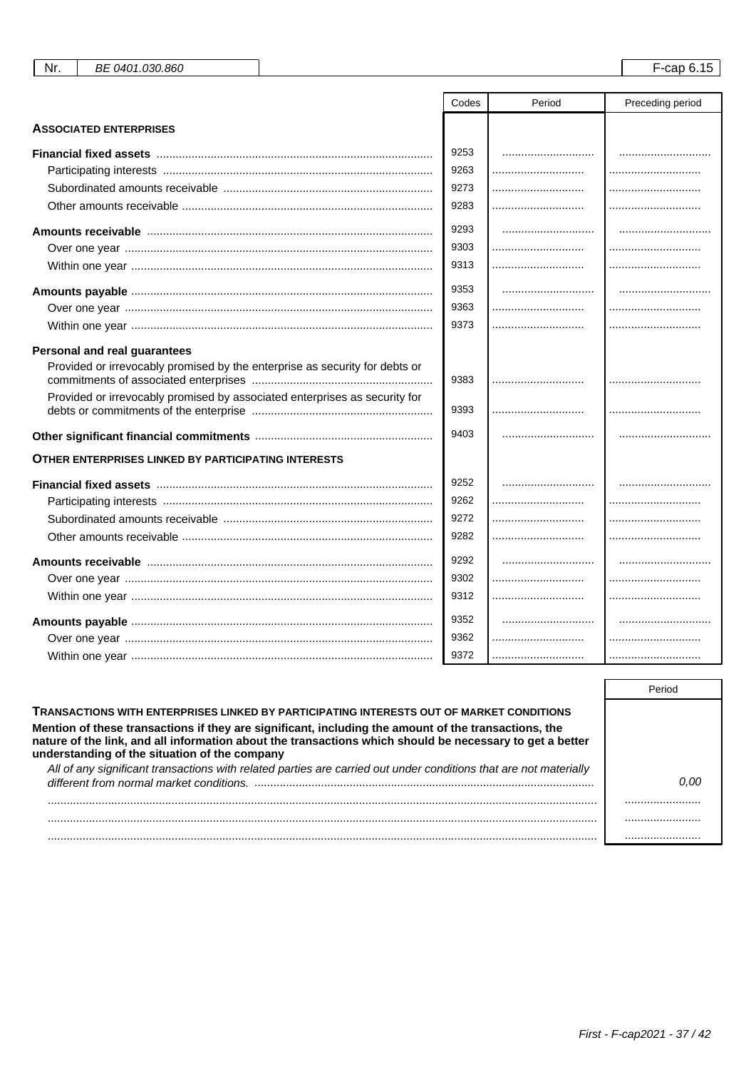| Nr. | BE 0401.030.860 | | F-cap 6.15 |
|---|---|---|---|

| | Codes | Period | Preceding period |
|---|---|---|---|
| **ASSOCIATED ENTERPRISES** | | | |
| **Financial fixed assets** | 9253 | ............................ | ............................ |
| Participating interests | 9263 | ............................ | ............................ |
| Subordinated amounts receivable | 9273 | ............................ | ............................ |
| Other amounts receivable | 9283 | ............................ | ............................ |
| **Amounts receivable** | 9293 | ............................ | ............................ |
| Over one year | 9303 | ............................ | ............................ |
| Within one year | 9313 | ............................ | ............................ |
| **Amounts payable** | 9353 | ............................ | ............................ |
| Over one year | 9363 | ............................ | ............................ |
| Within one year | 9373 | ............................ | ............................ |
| **Personal and real guarantees** | | | |
| Provided or irrevocably promised by the enterprise as security for debts or commitments of associated enterprises | 9383 | ............................ | ............................ |
| Provided or irrevocably promised by associated enterprises as security for debts or commitments of the enterprise | 9393 | ............................ | ............................ |
| **Other significant financial commitments** | 9403 | ............................ | ............................ |
| **OTHER ENTERPRISES LINKED BY PARTICIPATING INTERESTS** | | | |
| **Financial fixed assets** | 9252 | ............................ | ............................ |
| Participating interests | 9262 | ............................ | ............................ |
| Subordinated amounts receivable | 9272 | ............................ | ............................ |
| Other amounts receivable | 9282 | ............................ | ............................ |
| **Amounts receivable** | 9292 | ............................ | ............................ |
| Over one year | 9302 | ............................ | ............................ |
| Within one year | 9312 | ............................ | ............................ |
| **Amounts payable** | 9352 | ............................ | ............................ |
| Over one year | 9362 | ............................ | ............................ |
| Within one year | 9372 | ............................ | ............................ |

| | Period |
|---|---|
| **TRANSACTIONS WITH ENTERPRISES LINKED BY PARTICIPATING INTERESTS OUT OF MARKET CONDITIONS** | |
| **Mention of these transactions if they are significant, including the amount of the transactions, the nature of the link, and all information about the transactions which should be necessary to get a better understanding of the situation of the company** | |
| *All of any significant transactions with related parties are carried out under conditions that are not materially different from normal market conditions.* | *0,00* |
| ............................................................ | ........................ |
| ............................................................ | ........................ |
| ............................................................ | ........................ |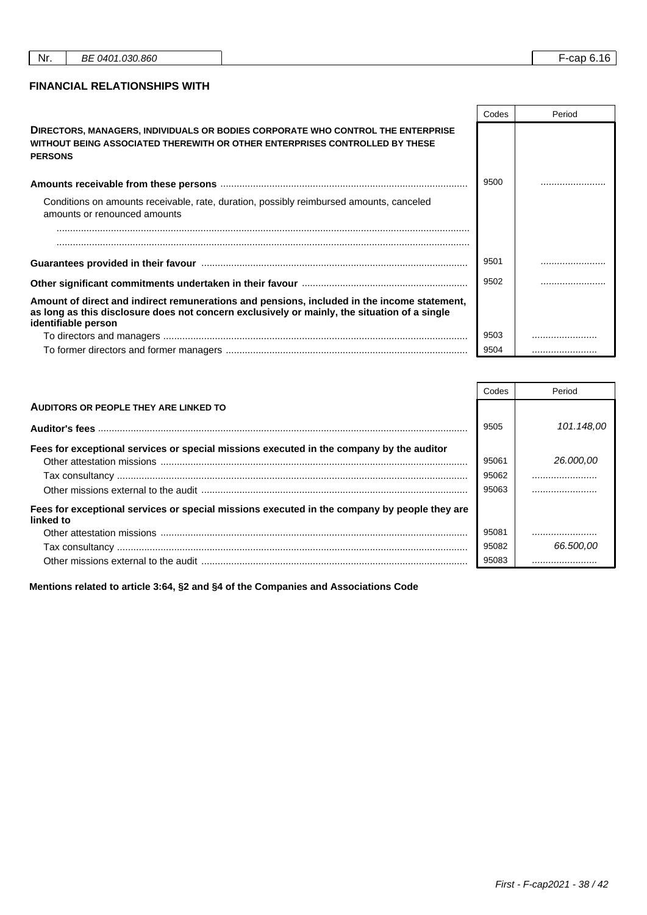## FINANCIAL RELATIONSHIPS WITH

| | Codes | Period |
|---|---|---|
| **DIRECTORS, MANAGERS, INDIVIDUALS OR BODIES CORPORATE WHO CONTROL THE ENTERPRISE WITHOUT BEING ASSOCIATED THEREWITH OR OTHER ENTERPRISES CONTROLLED BY THESE PERSONS** | | |
| **Amounts receivable from these persons** | 9500 | ........................ |
| Conditions on amounts receivable, rate, duration, possibly reimbursed amounts, canceled amounts or renounced amounts | | |
| ........................................................................................................................................................ | | |
| ........................................................................................................................................................ | | |
| **Guarantees provided in their favour** | 9501 | ........................ |
| **Other significant commitments undertaken in their favour** | 9502 | ........................ |
| **Amount of direct and indirect remunerations and pensions, included in the income statement, as long as this disclosure does not concern exclusively or mainly, the situation of a single identifiable person** | | |
| To directors and managers | 9503 | ........................ |
| To former directors and former managers | 9504 | ........................ |

| | Codes | Period |
|---|---|---|
| **AUDITORS OR PEOPLE THEY ARE LINKED TO** | | |
| **Auditor's fees** | 9505 | *101.148,00* |
| **Fees for exceptional services or special missions executed in the company by the auditor** | | |
| Other attestation missions | 95061 | *26.000,00* |
| Tax consultancy | 95062 | ........................ |
| Other missions external to the audit | 95063 | ........................ |
| **Fees for exceptional services or special missions executed in the company by people they are linked to** | | |
| Other attestation missions | 95081 | ........................ |
| Tax consultancy | 95082 | *66.500,00* |
| Other missions external to the audit | 95083 | ........................ |

**Mentions related to article 3:64, §2 and §4 of the Companies and Associations Code**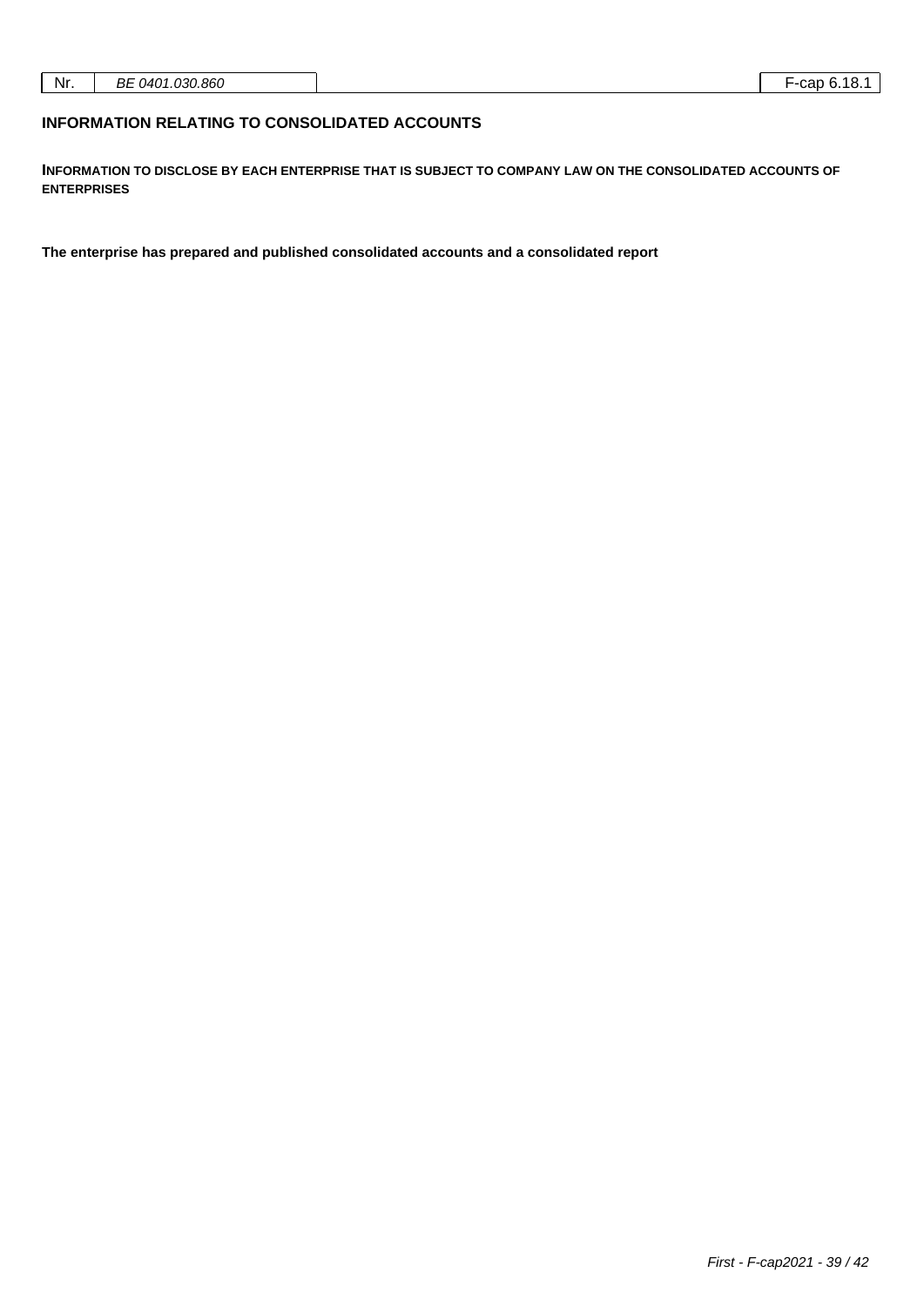## INFORMATION RELATING TO CONSOLIDATED ACCOUNTS

**INFORMATION TO DISCLOSE BY EACH ENTERPRISE THAT IS SUBJECT TO COMPANY LAW ON THE CONSOLIDATED ACCOUNTS OF ENTERPRISES**

**The enterprise has prepared and published consolidated accounts and a consolidated report**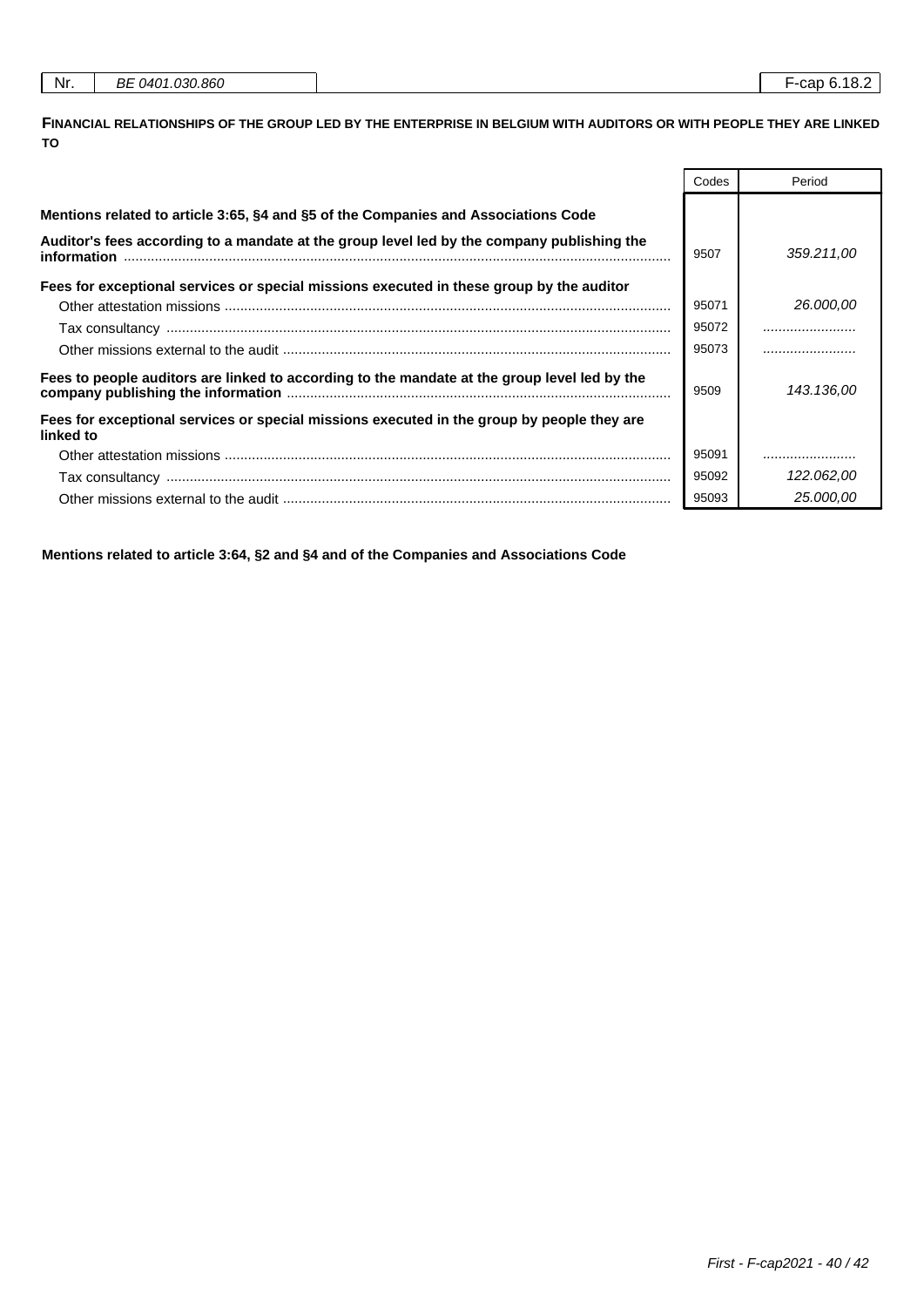| Nr. | BE 0401.030.860 | F-cap 6.18.2 |
|---|---|---|

## FINANCIAL RELATIONSHIPS OF THE GROUP LED BY THE ENTERPRISE IN BELGIUM WITH AUDITORS OR WITH PEOPLE THEY ARE LINKED TO

| | Codes | Period |
|---|---|---|
| **Mentions related to article 3:65, §4 and §5 of the Companies and Associations Code** | | |
| **Auditor's fees according to a mandate at the group level led by the company publishing the information** | 9507 | *359.211,00* |
| **Fees for exceptional services or special missions executed in these group by the auditor** | | |
| Other attestation missions | 95071 | *26.000,00* |
| Tax consultancy | 95072 | ........................ |
| Other missions external to the audit | 95073 | ........................ |
| **Fees to people auditors are linked to according to the mandate at the group level led by the company publishing the information** | 9509 | *143.136,00* |
| **Fees for exceptional services or special missions executed in the group by people they are linked to** | | |
| Other attestation missions | 95091 | ........................ |
| Tax consultancy | 95092 | *122.062,00* |
| Other missions external to the audit | 95093 | *25.000,00* |

**Mentions related to article 3:64, §2 and §4 and of the Companies and Associations Code**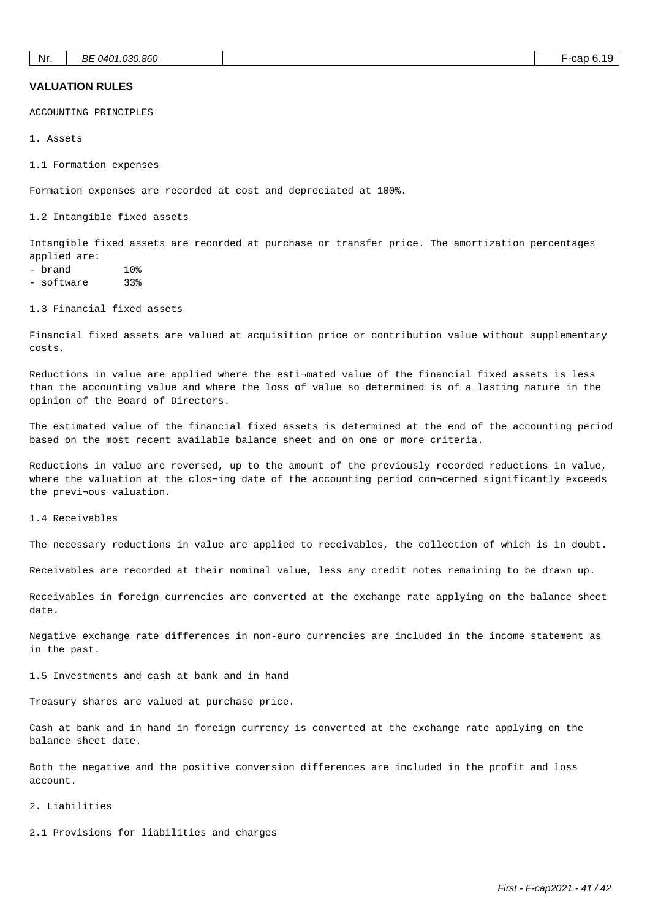## VALUATION RULES

ACCOUNTING PRINCIPLES

1. Assets

1.1 Formation expenses

Formation expenses are recorded at cost and depreciated at 100%.

1.2 Intangible fixed assets

Intangible fixed assets are recorded at purchase or transfer price. The amortization percentages applied are:

- brand 10%
- software 33%

1.3 Financial fixed assets

Financial fixed assets are valued at acquisition price or contribution value without supplementary costs.

Reductions in value are applied where the esti¬mated value of the financial fixed assets is less than the accounting value and where the loss of value so determined is of a lasting nature in the opinion of the Board of Directors.

The estimated value of the financial fixed assets is determined at the end of the accounting period based on the most recent available balance sheet and on one or more criteria.

Reductions in value are reversed, up to the amount of the previously recorded reductions in value, where the valuation at the clos¬ing date of the accounting period con¬cerned significantly exceeds the previ¬ous valuation.

1.4 Receivables

The necessary reductions in value are applied to receivables, the collection of which is in doubt.

Receivables are recorded at their nominal value, less any credit notes remaining to be drawn up.

Receivables in foreign currencies are converted at the exchange rate applying on the balance sheet date.

Negative exchange rate differences in non-euro currencies are included in the income statement as in the past.

1.5 Investments and cash at bank and in hand

Treasury shares are valued at purchase price.

Cash at bank and in hand in foreign currency is converted at the exchange rate applying on the balance sheet date.

Both the negative and the positive conversion differences are included in the profit and loss account.

2. Liabilities

2.1 Provisions for liabilities and charges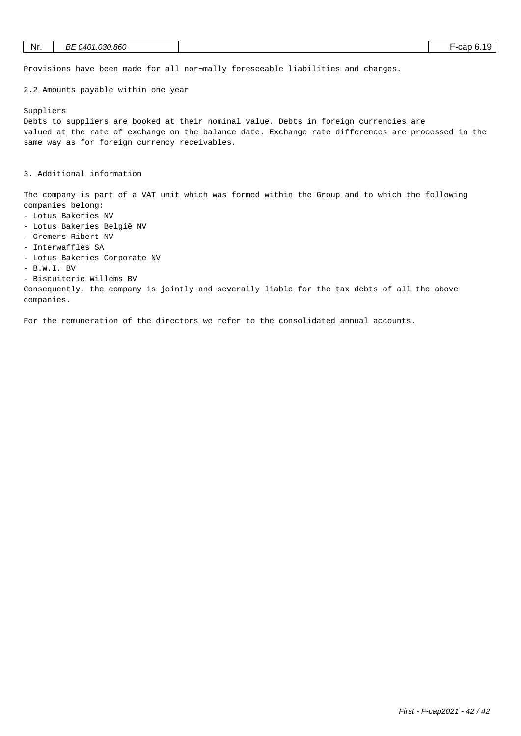Provisions have been made for all nor¬mally foreseeable liabilities and charges.

2.2 Amounts payable within one year

Suppliers
Debts to suppliers are booked at their nominal value. Debts in foreign currencies are valued at the rate of exchange on the balance date. Exchange rate differences are processed in the same way as for foreign currency receivables.

3. Additional information

The company is part of a VAT unit which was formed within the Group and to which the following companies belong:

- Lotus Bakeries NV
- Lotus Bakeries België NV
- Cremers-Ribert NV
- Interwaffles SA
- Lotus Bakeries Corporate NV
- B.W.I. BV
- Biscuiterie Willems BV

Consequently, the company is jointly and severally liable for the tax debts of all the above companies.

For the remuneration of the directors we refer to the consolidated annual accounts.